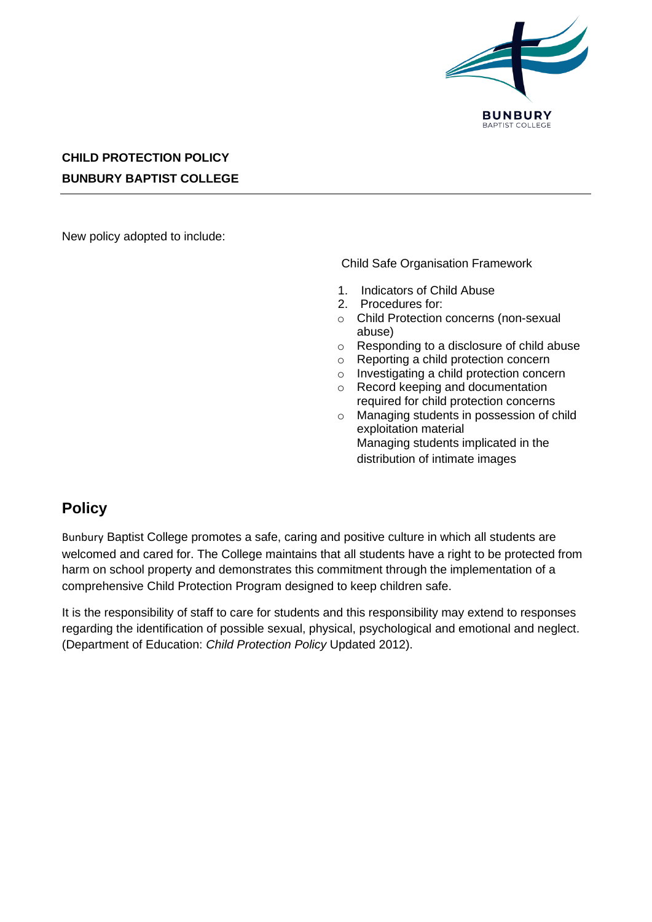**CHILD PROTECTION POLICY**

**BUNBURY BAPTIST COLLEGE**

---

New policy adopted to include:

Child Safe Organisation Framework

1. Indicators of Child Abuse
2. Procedures for:
   - Child Protection concerns (non-sexual abuse)
   - Responding to a disclosure of child abuse
   - Reporting a child protection concern
   - Investigating a child protection concern
   - Record keeping and documentation required for child protection concerns
   - Managing students in possession of child exploitation material
     Managing students implicated in the distribution of intimate images

## Policy

Bunbury Baptist College promotes a safe, caring and positive culture in which all students are welcomed and cared for. The College maintains that all students have a right to be protected from harm on school property and demonstrates this commitment through the implementation of a comprehensive Child Protection Program designed to keep children safe.

It is the responsibility of staff to care for students and this responsibility may extend to responses regarding the identification of possible sexual, physical, psychological and emotional and neglect. (Department of Education: *Child Protection Policy* Updated 2012).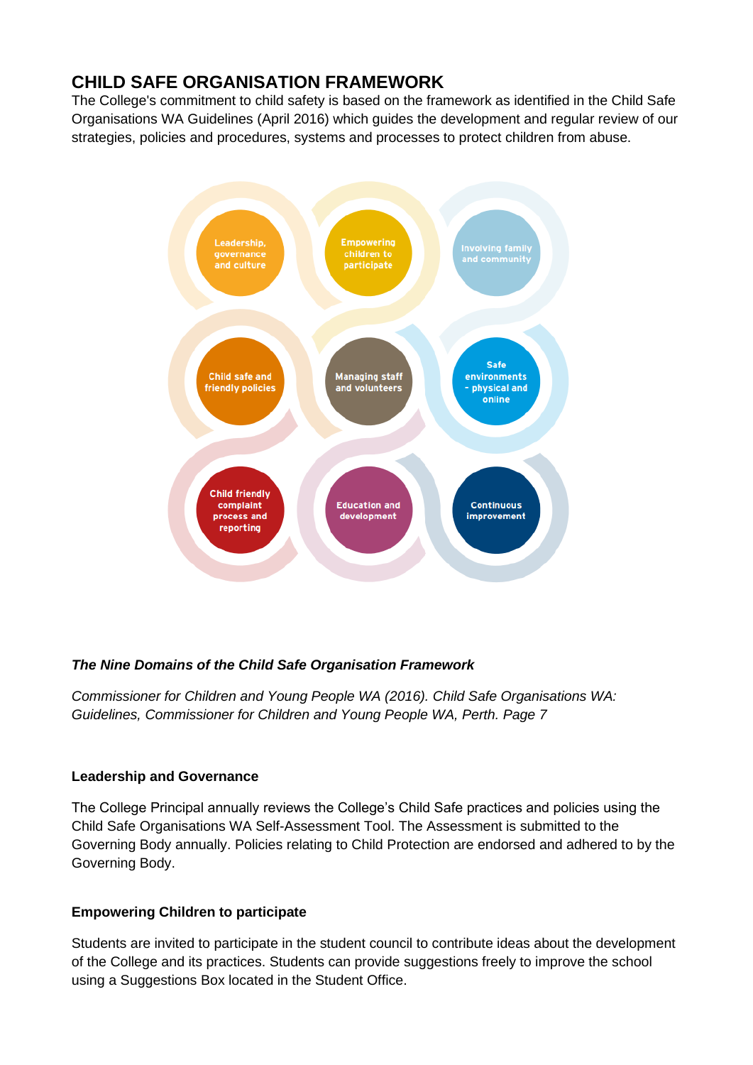## CHILD SAFE ORGANISATION FRAMEWORK

The College's commitment to child safety is based on the framework as identified in the Child Safe Organisations WA Guidelines (April 2016) which guides the development and regular review of our strategies, policies and procedures, systems and processes to protect children from abuse.

Leadership, governance and culture

Empowering children to participate

Involving family and community

Child safe and friendly policies

Managing staff and volunteers

Safe environments - physical and online

Child friendly complaint process and reporting

Education and development

Continuous improvement

***The Nine Domains of the Child Safe Organisation Framework***

*Commissioner for Children and Young People WA (2016). Child Safe Organisations WA: Guidelines, Commissioner for Children and Young People WA, Perth. Page 7*

**Leadership and Governance**

The College Principal annually reviews the College's Child Safe practices and policies using the Child Safe Organisations WA Self-Assessment Tool. The Assessment is submitted to the Governing Body annually. Policies relating to Child Protection are endorsed and adhered to by the Governing Body.

**Empowering Children to participate**

Students are invited to participate in the student council to contribute ideas about the development of the College and its practices. Students can provide suggestions freely to improve the school using a Suggestions Box located in the Student Office.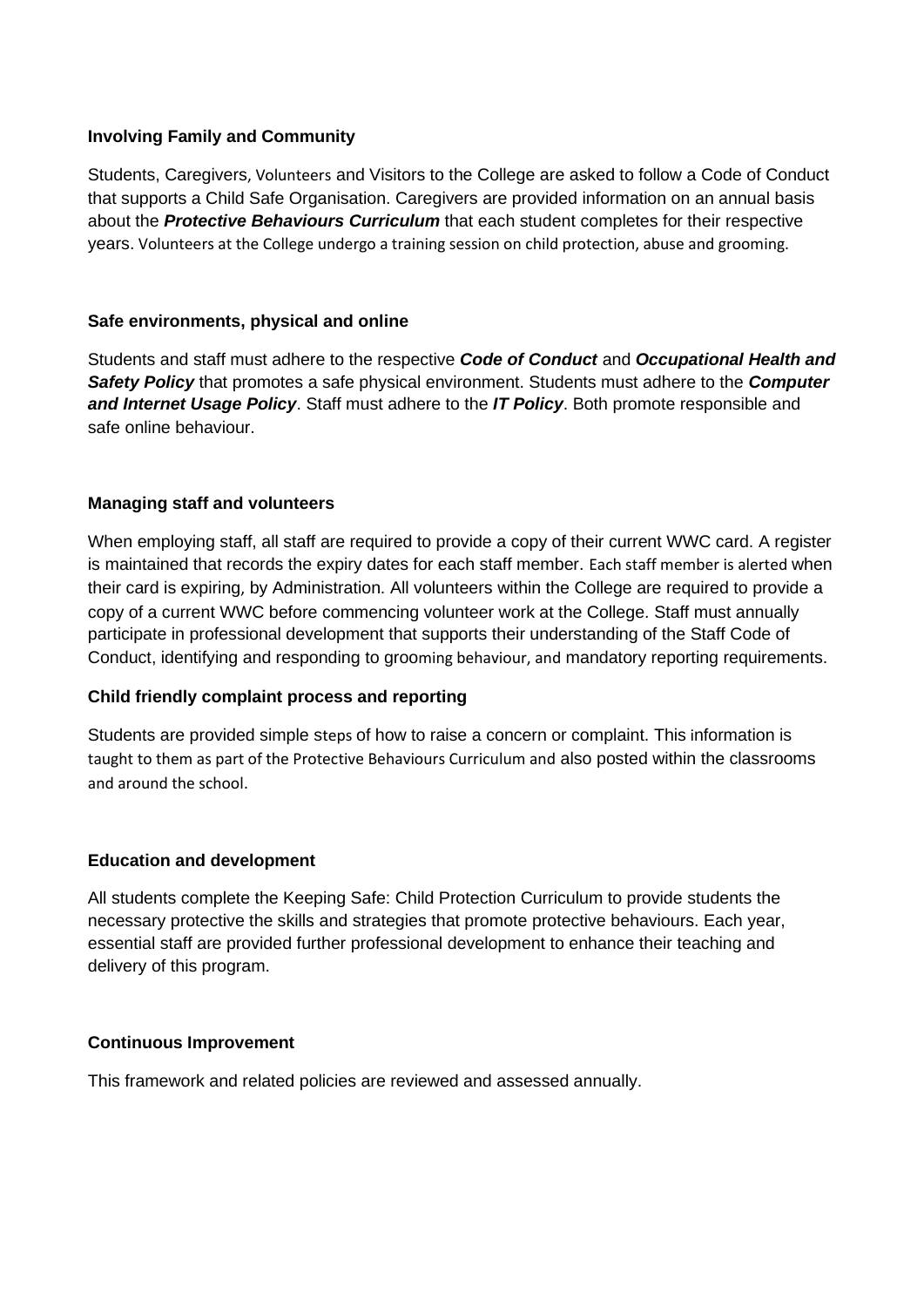**Involving Family and Community**

Students, Caregivers, Volunteers and Visitors to the College are asked to follow a Code of Conduct that supports a Child Safe Organisation. Caregivers are provided information on an annual basis about the ***Protective Behaviours Curriculum*** that each student completes for their respective years. Volunteers at the College undergo a training session on child protection, abuse and grooming.

**Safe environments, physical and online**

Students and staff must adhere to the respective ***Code of Conduct*** and ***Occupational Health and Safety Policy*** that promotes a safe physical environment. Students must adhere to the ***Computer and Internet Usage Policy***. Staff must adhere to the ***IT Policy***. Both promote responsible and safe online behaviour.

**Managing staff and volunteers**

When employing staff, all staff are required to provide a copy of their current WWC card. A register is maintained that records the expiry dates for each staff member. Each staff member is alerted when their card is expiring, by Administration. All volunteers within the College are required to provide a copy of a current WWC before commencing volunteer work at the College. Staff must annually participate in professional development that supports their understanding of the Staff Code of Conduct, identifying and responding to grooming behaviour, and mandatory reporting requirements.

**Child friendly complaint process and reporting**

Students are provided simple steps of how to raise a concern or complaint. This information is taught to them as part of the Protective Behaviours Curriculum and also posted within the classrooms and around the school.

**Education and development**

All students complete the Keeping Safe: Child Protection Curriculum to provide students the necessary protective the skills and strategies that promote protective behaviours. Each year, essential staff are provided further professional development to enhance their teaching and delivery of this program.

**Continuous Improvement**

This framework and related policies are reviewed and assessed annually.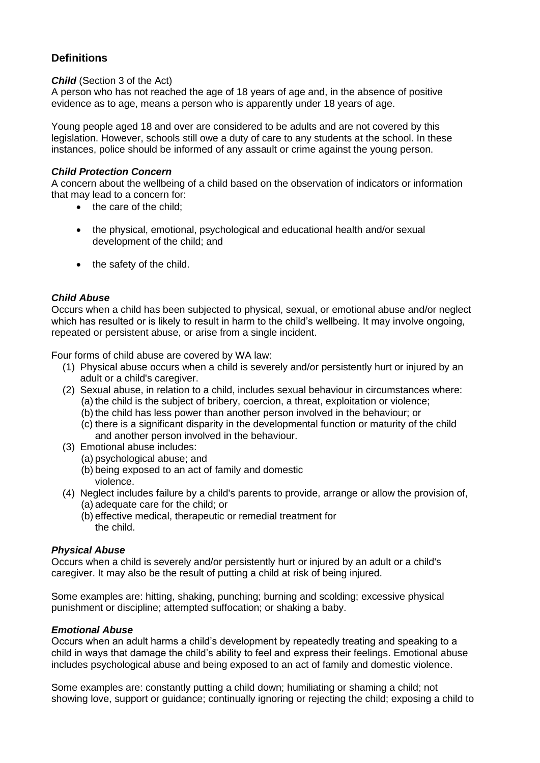## Definitions

***Child*** (Section 3 of the Act)
A person who has not reached the age of 18 years of age and, in the absence of positive evidence as to age, means a person who is apparently under 18 years of age.

Young people aged 18 and over are considered to be adults and are not covered by this legislation. However, schools still owe a duty of care to any students at the school. In these instances, police should be informed of any assault or crime against the young person.

***Child Protection Concern***
A concern about the wellbeing of a child based on the observation of indicators or information that may lead to a concern for:

- the care of the child;
- the physical, emotional, psychological and educational health and/or sexual development of the child; and
- the safety of the child.

***Child Abuse***
Occurs when a child has been subjected to physical, sexual, or emotional abuse and/or neglect which has resulted or is likely to result in harm to the child's wellbeing. It may involve ongoing, repeated or persistent abuse, or arise from a single incident.

Four forms of child abuse are covered by WA law:

(1) Physical abuse occurs when a child is severely and/or persistently hurt or injured by an adult or a child's caregiver.
(2) Sexual abuse, in relation to a child, includes sexual behaviour in circumstances where:
   (a) the child is the subject of bribery, coercion, a threat, exploitation or violence;
   (b) the child has less power than another person involved in the behaviour; or
   (c) there is a significant disparity in the developmental function or maturity of the child and another person involved in the behaviour.
(3) Emotional abuse includes:
   (a) psychological abuse; and
   (b) being exposed to an act of family and domestic violence.
(4) Neglect includes failure by a child's parents to provide, arrange or allow the provision of,
   (a) adequate care for the child; or
   (b) effective medical, therapeutic or remedial treatment for the child.

***Physical Abuse***
Occurs when a child is severely and/or persistently hurt or injured by an adult or a child's caregiver. It may also be the result of putting a child at risk of being injured.

Some examples are: hitting, shaking, punching; burning and scolding; excessive physical punishment or discipline; attempted suffocation; or shaking a baby.

***Emotional Abuse***
Occurs when an adult harms a child's development by repeatedly treating and speaking to a child in ways that damage the child's ability to feel and express their feelings. Emotional abuse includes psychological abuse and being exposed to an act of family and domestic violence.

Some examples are: constantly putting a child down; humiliating or shaming a child; not showing love, support or guidance; continually ignoring or rejecting the child; exposing a child to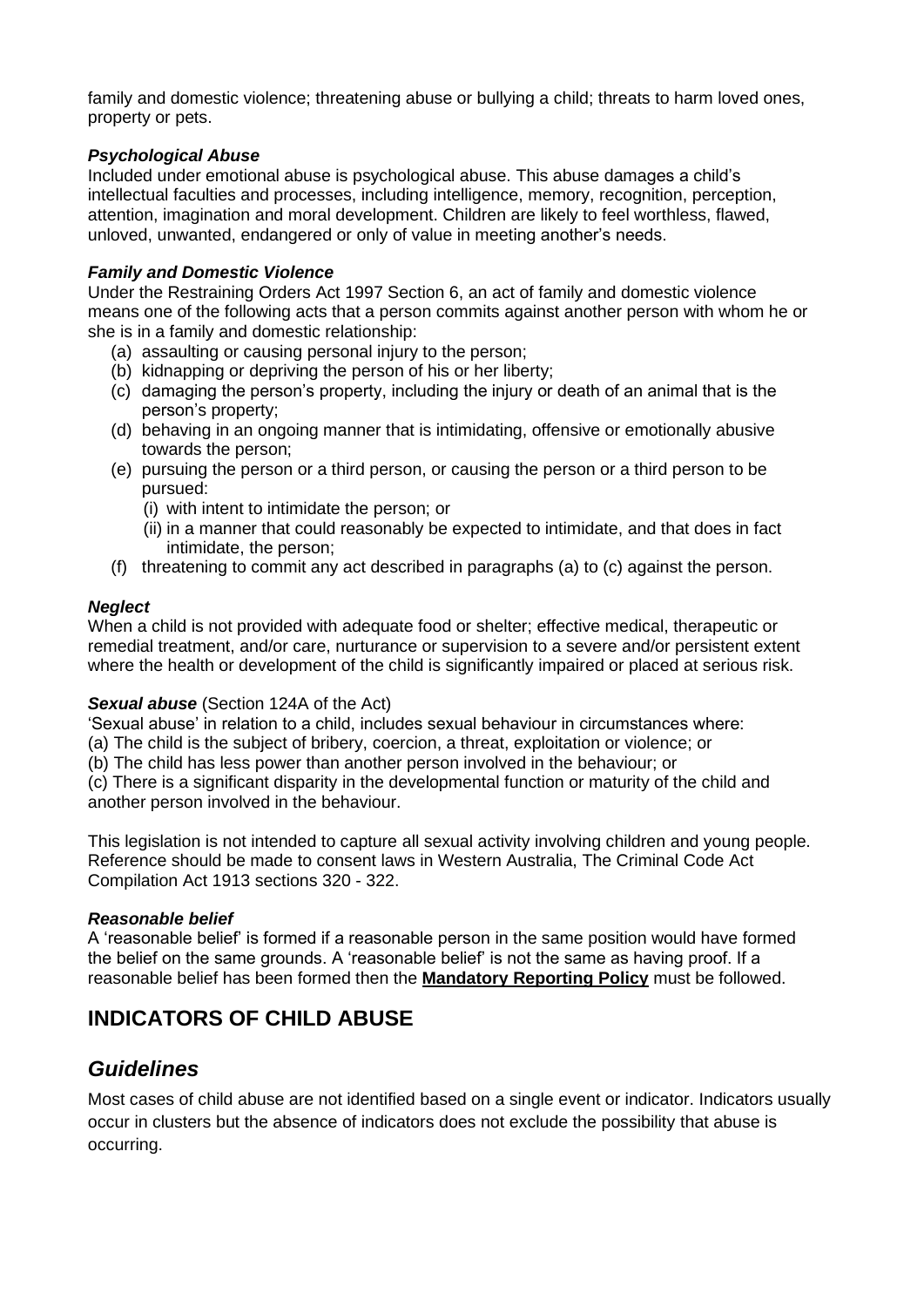family and domestic violence; threatening abuse or bullying a child; threats to harm loved ones, property or pets.

***Psychological Abuse***

Included under emotional abuse is psychological abuse. This abuse damages a child's intellectual faculties and processes, including intelligence, memory, recognition, perception, attention, imagination and moral development. Children are likely to feel worthless, flawed, unloved, unwanted, endangered or only of value in meeting another's needs.

***Family and Domestic Violence***

Under the Restraining Orders Act 1997 Section 6, an act of family and domestic violence means one of the following acts that a person commits against another person with whom he or she is in a family and domestic relationship:

(a) assaulting or causing personal injury to the person;
(b) kidnapping or depriving the person of his or her liberty;
(c) damaging the person's property, including the injury or death of an animal that is the person's property;
(d) behaving in an ongoing manner that is intimidating, offensive or emotionally abusive towards the person;
(e) pursuing the person or a third person, or causing the person or a third person to be pursued:
  (i) with intent to intimidate the person; or
  (ii) in a manner that could reasonably be expected to intimidate, and that does in fact intimidate, the person;
(f) threatening to commit any act described in paragraphs (a) to (c) against the person.

***Neglect***

When a child is not provided with adequate food or shelter; effective medical, therapeutic or remedial treatment, and/or care, nurturance or supervision to a severe and/or persistent extent where the health or development of the child is significantly impaired or placed at serious risk.

***Sexual abuse*** (Section 124A of the Act)

'Sexual abuse' in relation to a child, includes sexual behaviour in circumstances where:
(a) The child is the subject of bribery, coercion, a threat, exploitation or violence; or
(b) The child has less power than another person involved in the behaviour; or
(c) There is a significant disparity in the developmental function or maturity of the child and another person involved in the behaviour.

This legislation is not intended to capture all sexual activity involving children and young people. Reference should be made to consent laws in Western Australia, The Criminal Code Act Compilation Act 1913 sections 320 - 322.

***Reasonable belief***

A 'reasonable belief' is formed if a reasonable person in the same position would have formed the belief on the same grounds. A 'reasonable belief' is not the same as having proof. If a reasonable belief has been formed then the **Mandatory Reporting Policy** must be followed.

## INDICATORS OF CHILD ABUSE

## *Guidelines*

Most cases of child abuse are not identified based on a single event or indicator. Indicators usually occur in clusters but the absence of indicators does not exclude the possibility that abuse is occurring.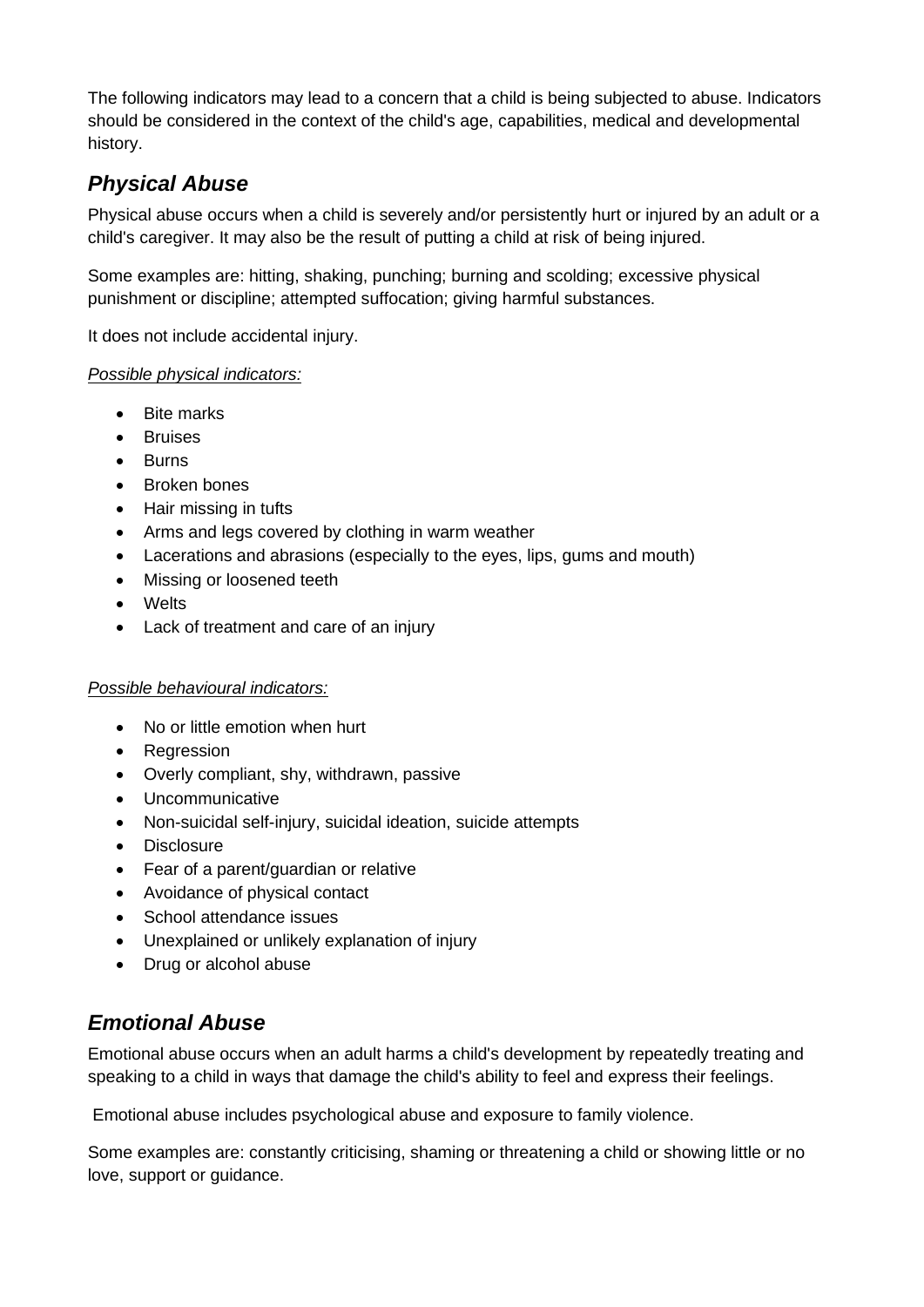The following indicators may lead to a concern that a child is being subjected to abuse. Indicators should be considered in the context of the child's age, capabilities, medical and developmental history.

## *Physical Abuse*

Physical abuse occurs when a child is severely and/or persistently hurt or injured by an adult or a child's caregiver. It may also be the result of putting a child at risk of being injured.

Some examples are: hitting, shaking, punching; burning and scolding; excessive physical punishment or discipline; attempted suffocation; giving harmful substances.

It does not include accidental injury.

*Possible physical indicators:*

- Bite marks
- Bruises
- Burns
- Broken bones
- Hair missing in tufts
- Arms and legs covered by clothing in warm weather
- Lacerations and abrasions (especially to the eyes, lips, gums and mouth)
- Missing or loosened teeth
- Welts
- Lack of treatment and care of an injury

*Possible behavioural indicators:*

- No or little emotion when hurt
- Regression
- Overly compliant, shy, withdrawn, passive
- Uncommunicative
- Non-suicidal self-injury, suicidal ideation, suicide attempts
- Disclosure
- Fear of a parent/guardian or relative
- Avoidance of physical contact
- School attendance issues
- Unexplained or unlikely explanation of injury
- Drug or alcohol abuse

## *Emotional Abuse*

Emotional abuse occurs when an adult harms a child's development by repeatedly treating and speaking to a child in ways that damage the child's ability to feel and express their feelings.

Emotional abuse includes psychological abuse and exposure to family violence.

Some examples are: constantly criticising, shaming or threatening a child or showing little or no love, support or guidance.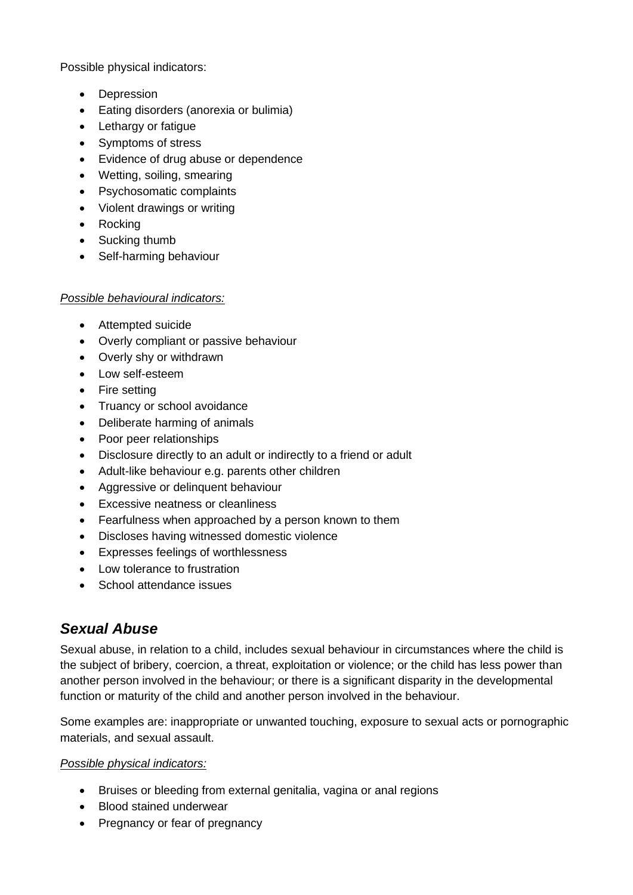Possible physical indicators:

- Depression
- Eating disorders (anorexia or bulimia)
- Lethargy or fatigue
- Symptoms of stress
- Evidence of drug abuse or dependence
- Wetting, soiling, smearing
- Psychosomatic complaints
- Violent drawings or writing
- Rocking
- Sucking thumb
- Self-harming behaviour

*Possible behavioural indicators:*

- Attempted suicide
- Overly compliant or passive behaviour
- Overly shy or withdrawn
- Low self-esteem
- Fire setting
- Truancy or school avoidance
- Deliberate harming of animals
- Poor peer relationships
- Disclosure directly to an adult or indirectly to a friend or adult
- Adult-like behaviour e.g. parents other children
- Aggressive or delinquent behaviour
- Excessive neatness or cleanliness
- Fearfulness when approached by a person known to them
- Discloses having witnessed domestic violence
- Expresses feelings of worthlessness
- Low tolerance to frustration
- School attendance issues

## *Sexual Abuse*

Sexual abuse, in relation to a child, includes sexual behaviour in circumstances where the child is the subject of bribery, coercion, a threat, exploitation or violence; or the child has less power than another person involved in the behaviour; or there is a significant disparity in the developmental function or maturity of the child and another person involved in the behaviour.

Some examples are: inappropriate or unwanted touching, exposure to sexual acts or pornographic materials, and sexual assault.

*Possible physical indicators:*

- Bruises or bleeding from external genitalia, vagina or anal regions
- Blood stained underwear
- Pregnancy or fear of pregnancy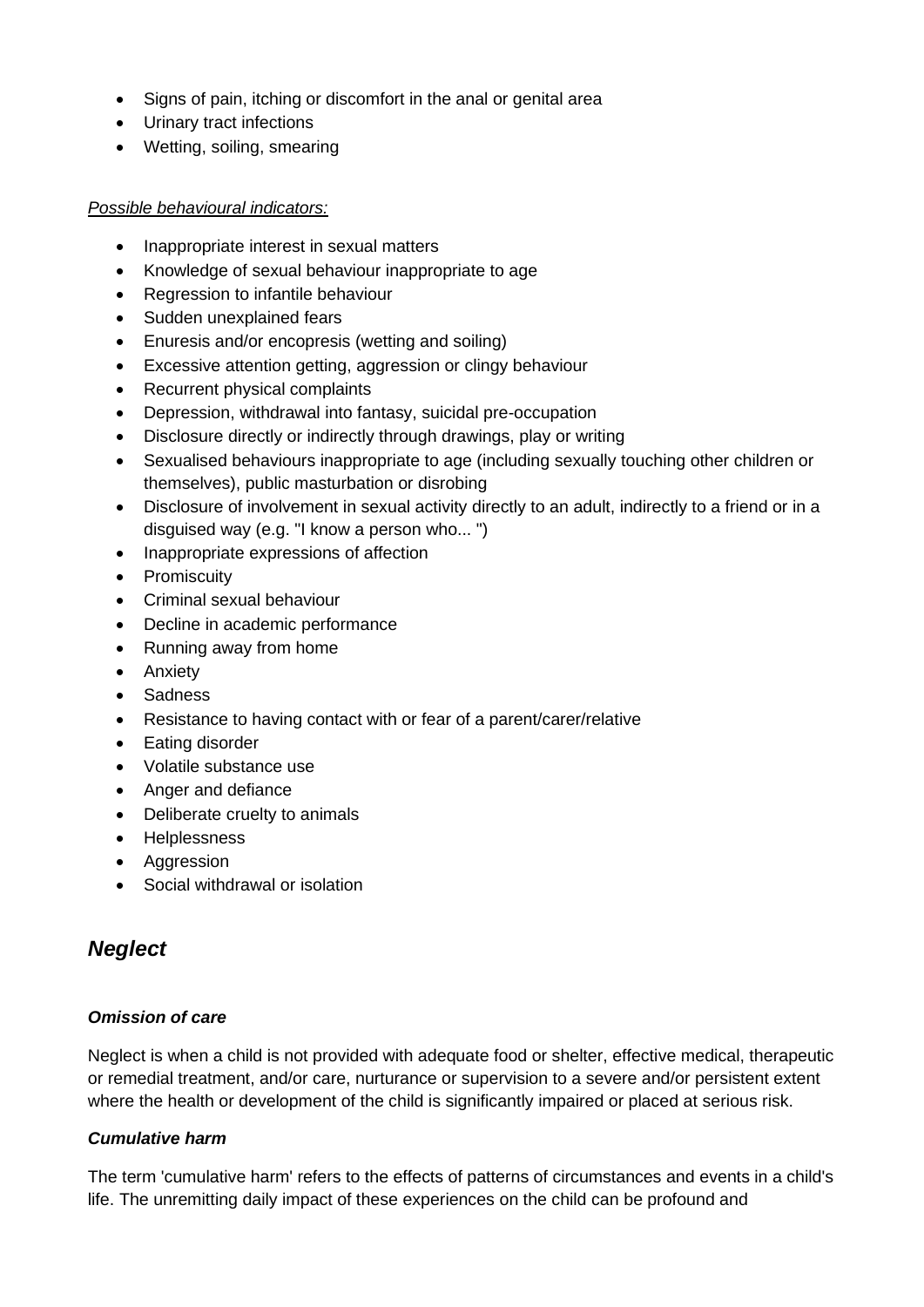- Signs of pain, itching or discomfort in the anal or genital area
- Urinary tract infections
- Wetting, soiling, smearing

*Possible behavioural indicators:*

- Inappropriate interest in sexual matters
- Knowledge of sexual behaviour inappropriate to age
- Regression to infantile behaviour
- Sudden unexplained fears
- Enuresis and/or encopresis (wetting and soiling)
- Excessive attention getting, aggression or clingy behaviour
- Recurrent physical complaints
- Depression, withdrawal into fantasy, suicidal pre-occupation
- Disclosure directly or indirectly through drawings, play or writing
- Sexualised behaviours inappropriate to age (including sexually touching other children or themselves), public masturbation or disrobing
- Disclosure of involvement in sexual activity directly to an adult, indirectly to a friend or in a disguised way (e.g. "I know a person who... ")
- Inappropriate expressions of affection
- Promiscuity
- Criminal sexual behaviour
- Decline in academic performance
- Running away from home
- Anxiety
- Sadness
- Resistance to having contact with or fear of a parent/carer/relative
- Eating disorder
- Volatile substance use
- Anger and defiance
- Deliberate cruelty to animals
- Helplessness
- Aggression
- Social withdrawal or isolation

## *Neglect*

***Omission of care***

Neglect is when a child is not provided with adequate food or shelter, effective medical, therapeutic or remedial treatment, and/or care, nurturance or supervision to a severe and/or persistent extent where the health or development of the child is significantly impaired or placed at serious risk.

***Cumulative harm***

The term 'cumulative harm' refers to the effects of patterns of circumstances and events in a child's life. The unremitting daily impact of these experiences on the child can be profound and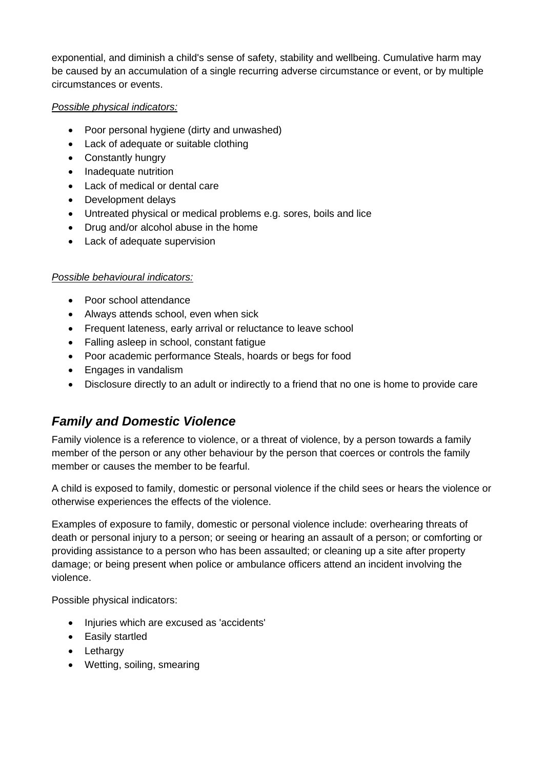exponential, and diminish a child's sense of safety, stability and wellbeing. Cumulative harm may be caused by an accumulation of a single recurring adverse circumstance or event, or by multiple circumstances or events.

*Possible physical indicators:*

- Poor personal hygiene (dirty and unwashed)
- Lack of adequate or suitable clothing
- Constantly hungry
- Inadequate nutrition
- Lack of medical or dental care
- Development delays
- Untreated physical or medical problems e.g. sores, boils and lice
- Drug and/or alcohol abuse in the home
- Lack of adequate supervision

*Possible behavioural indicators:*

- Poor school attendance
- Always attends school, even when sick
- Frequent lateness, early arrival or reluctance to leave school
- Falling asleep in school, constant fatigue
- Poor academic performance Steals, hoards or begs for food
- Engages in vandalism
- Disclosure directly to an adult or indirectly to a friend that no one is home to provide care

## *Family and Domestic Violence*

Family violence is a reference to violence, or a threat of violence, by a person towards a family member of the person or any other behaviour by the person that coerces or controls the family member or causes the member to be fearful.

A child is exposed to family, domestic or personal violence if the child sees or hears the violence or otherwise experiences the effects of the violence.

Examples of exposure to family, domestic or personal violence include: overhearing threats of death or personal injury to a person; or seeing or hearing an assault of a person; or comforting or providing assistance to a person who has been assaulted; or cleaning up a site after property damage; or being present when police or ambulance officers attend an incident involving the violence.

Possible physical indicators:

- Injuries which are excused as 'accidents'
- Easily startled
- Lethargy
- Wetting, soiling, smearing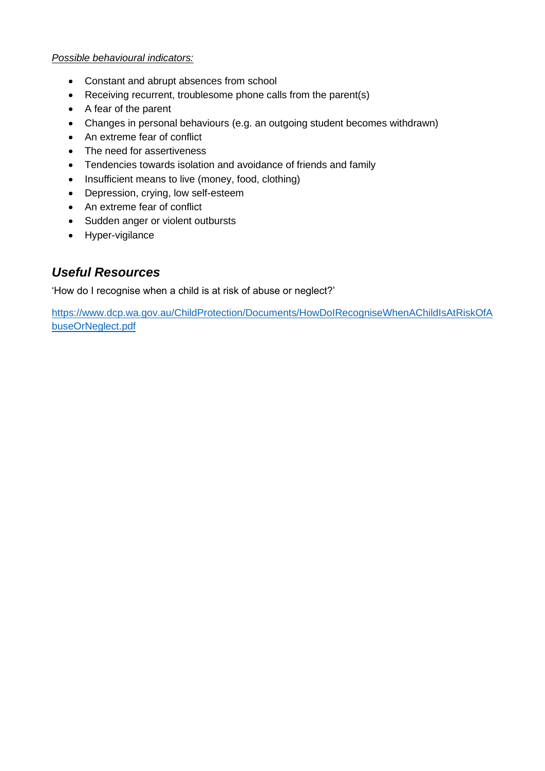*Possible behavioural indicators:*

- Constant and abrupt absences from school
- Receiving recurrent, troublesome phone calls from the parent(s)
- A fear of the parent
- Changes in personal behaviours (e.g. an outgoing student becomes withdrawn)
- An extreme fear of conflict
- The need for assertiveness
- Tendencies towards isolation and avoidance of friends and family
- Insufficient means to live (money, food, clothing)
- Depression, crying, low self-esteem
- An extreme fear of conflict
- Sudden anger or violent outbursts
- Hyper-vigilance

## *Useful Resources*

'How do I recognise when a child is at risk of abuse or neglect?'

[https://www.dcp.wa.gov.au/ChildProtection/Documents/HowDoIRecogniseWhenAChildIsAtRiskOfAbuseOrNeglect.pdf](https://www.dcp.wa.gov.au/ChildProtection/Documents/HowDoIRecogniseWhenAChildIsAtRiskOfAbuseOrNeglect.pdf)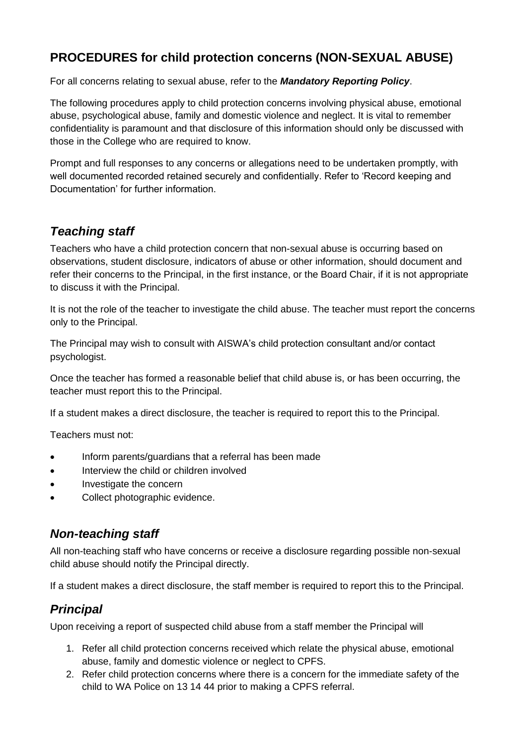## PROCEDURES for child protection concerns (NON-SEXUAL ABUSE)

For all concerns relating to sexual abuse, refer to the ***Mandatory Reporting Policy***.

The following procedures apply to child protection concerns involving physical abuse, emotional abuse, psychological abuse, family and domestic violence and neglect. It is vital to remember confidentiality is paramount and that disclosure of this information should only be discussed with those in the College who are required to know.

Prompt and full responses to any concerns or allegations need to be undertaken promptly, with well documented recorded retained securely and confidentially. Refer to 'Record keeping and Documentation' for further information.

### *Teaching staff*

Teachers who have a child protection concern that non-sexual abuse is occurring based on observations, student disclosure, indicators of abuse or other information, should document and refer their concerns to the Principal, in the first instance, or the Board Chair, if it is not appropriate to discuss it with the Principal.

It is not the role of the teacher to investigate the child abuse. The teacher must report the concerns only to the Principal.

The Principal may wish to consult with AISWA's child protection consultant and/or contact psychologist.

Once the teacher has formed a reasonable belief that child abuse is, or has been occurring, the teacher must report this to the Principal.

If a student makes a direct disclosure, the teacher is required to report this to the Principal.

Teachers must not:

- Inform parents/guardians that a referral has been made
- Interview the child or children involved
- Investigate the concern
- Collect photographic evidence.

### *Non-teaching staff*

All non-teaching staff who have concerns or receive a disclosure regarding possible non-sexual child abuse should notify the Principal directly.

If a student makes a direct disclosure, the staff member is required to report this to the Principal.

### *Principal*

Upon receiving a report of suspected child abuse from a staff member the Principal will

1. Refer all child protection concerns received which relate the physical abuse, emotional abuse, family and domestic violence or neglect to CPFS.
2. Refer child protection concerns where there is a concern for the immediate safety of the child to WA Police on 13 14 44 prior to making a CPFS referral.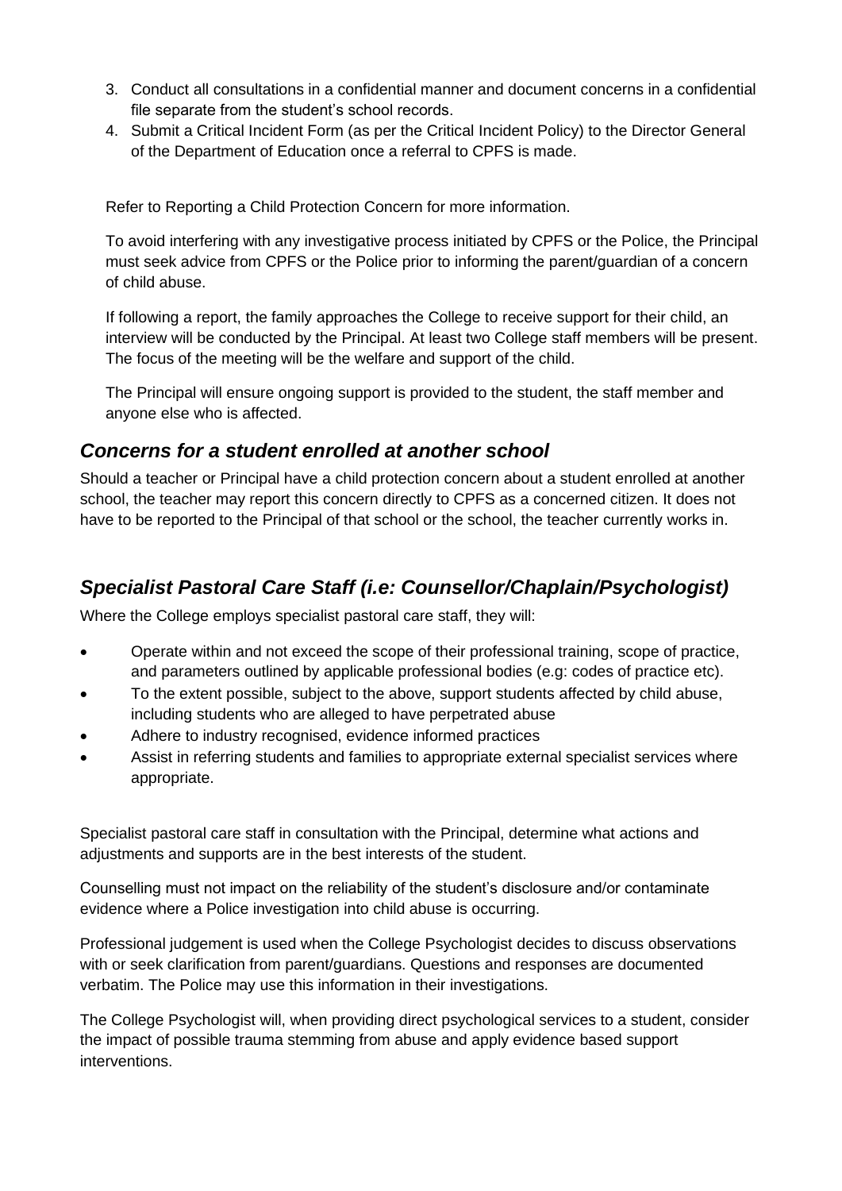3. Conduct all consultations in a confidential manner and document concerns in a confidential file separate from the student's school records.
4. Submit a Critical Incident Form (as per the Critical Incident Policy) to the Director General of the Department of Education once a referral to CPFS is made.

Refer to Reporting a Child Protection Concern for more information.

To avoid interfering with any investigative process initiated by CPFS or the Police, the Principal must seek advice from CPFS or the Police prior to informing the parent/guardian of a concern of child abuse.

If following a report, the family approaches the College to receive support for their child, an interview will be conducted by the Principal. At least two College staff members will be present. The focus of the meeting will be the welfare and support of the child.

The Principal will ensure ongoing support is provided to the student, the staff member and anyone else who is affected.

## *Concerns for a student enrolled at another school*

Should a teacher or Principal have a child protection concern about a student enrolled at another school, the teacher may report this concern directly to CPFS as a concerned citizen. It does not have to be reported to the Principal of that school or the school, the teacher currently works in.

## *Specialist Pastoral Care Staff (i.e: Counsellor/Chaplain/Psychologist)*

Where the College employs specialist pastoral care staff, they will:

- Operate within and not exceed the scope of their professional training, scope of practice, and parameters outlined by applicable professional bodies (e.g: codes of practice etc).
- To the extent possible, subject to the above, support students affected by child abuse, including students who are alleged to have perpetrated abuse
- Adhere to industry recognised, evidence informed practices
- Assist in referring students and families to appropriate external specialist services where appropriate.

Specialist pastoral care staff in consultation with the Principal, determine what actions and adjustments and supports are in the best interests of the student.

Counselling must not impact on the reliability of the student's disclosure and/or contaminate evidence where a Police investigation into child abuse is occurring.

Professional judgement is used when the College Psychologist decides to discuss observations with or seek clarification from parent/guardians. Questions and responses are documented verbatim. The Police may use this information in their investigations.

The College Psychologist will, when providing direct psychological services to a student, consider the impact of possible trauma stemming from abuse and apply evidence based support interventions.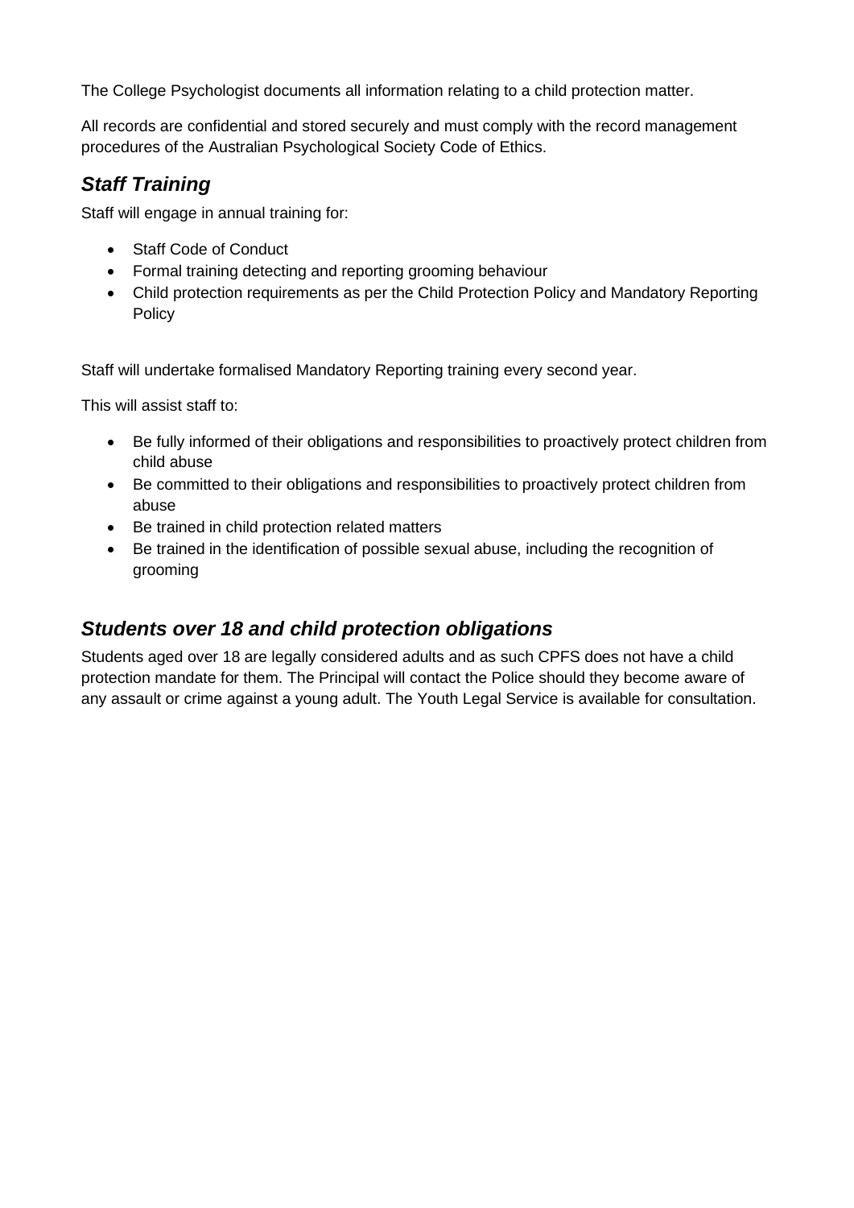The College Psychologist documents all information relating to a child protection matter.

All records are confidential and stored securely and must comply with the record management procedures of the Australian Psychological Society Code of Ethics.

## *Staff Training*

Staff will engage in annual training for:

- Staff Code of Conduct
- Formal training detecting and reporting grooming behaviour
- Child protection requirements as per the Child Protection Policy and Mandatory Reporting Policy

Staff will undertake formalised Mandatory Reporting training every second year.

This will assist staff to:

- Be fully informed of their obligations and responsibilities to proactively protect children from child abuse
- Be committed to their obligations and responsibilities to proactively protect children from abuse
- Be trained in child protection related matters
- Be trained in the identification of possible sexual abuse, including the recognition of grooming

## *Students over 18 and child protection obligations*

Students aged over 18 are legally considered adults and as such CPFS does not have a child protection mandate for them. The Principal will contact the Police should they become aware of any assault or crime against a young adult. The Youth Legal Service is available for consultation.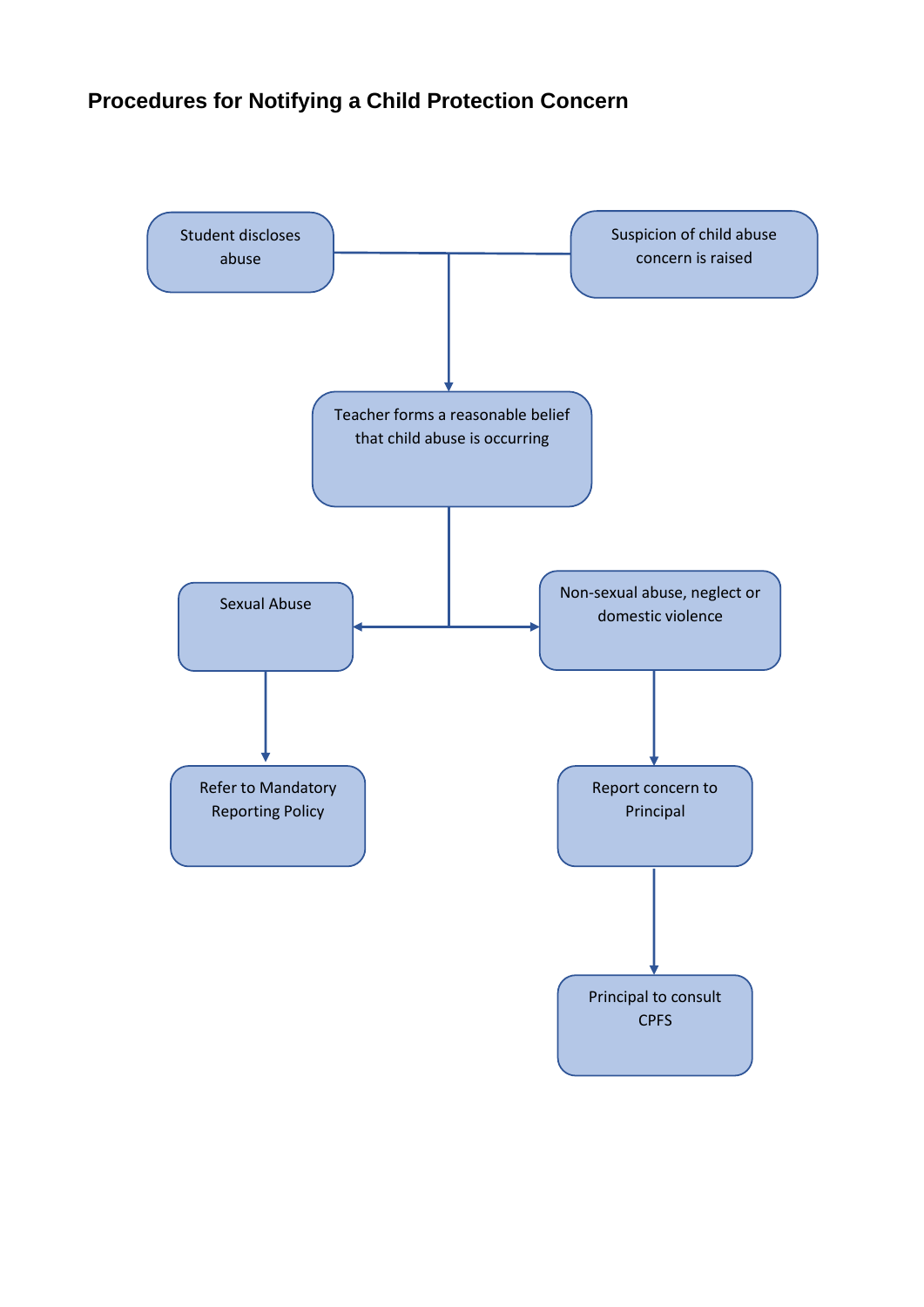## Procedures for Notifying a Child Protection Concern

Student discloses abuse

Suspicion of child abuse concern is raised

Teacher forms a reasonable belief that child abuse is occurring

Sexual Abuse

Non-sexual abuse, neglect or domestic violence

Refer to Mandatory Reporting Policy

Report concern to Principal

Principal to consult CPFS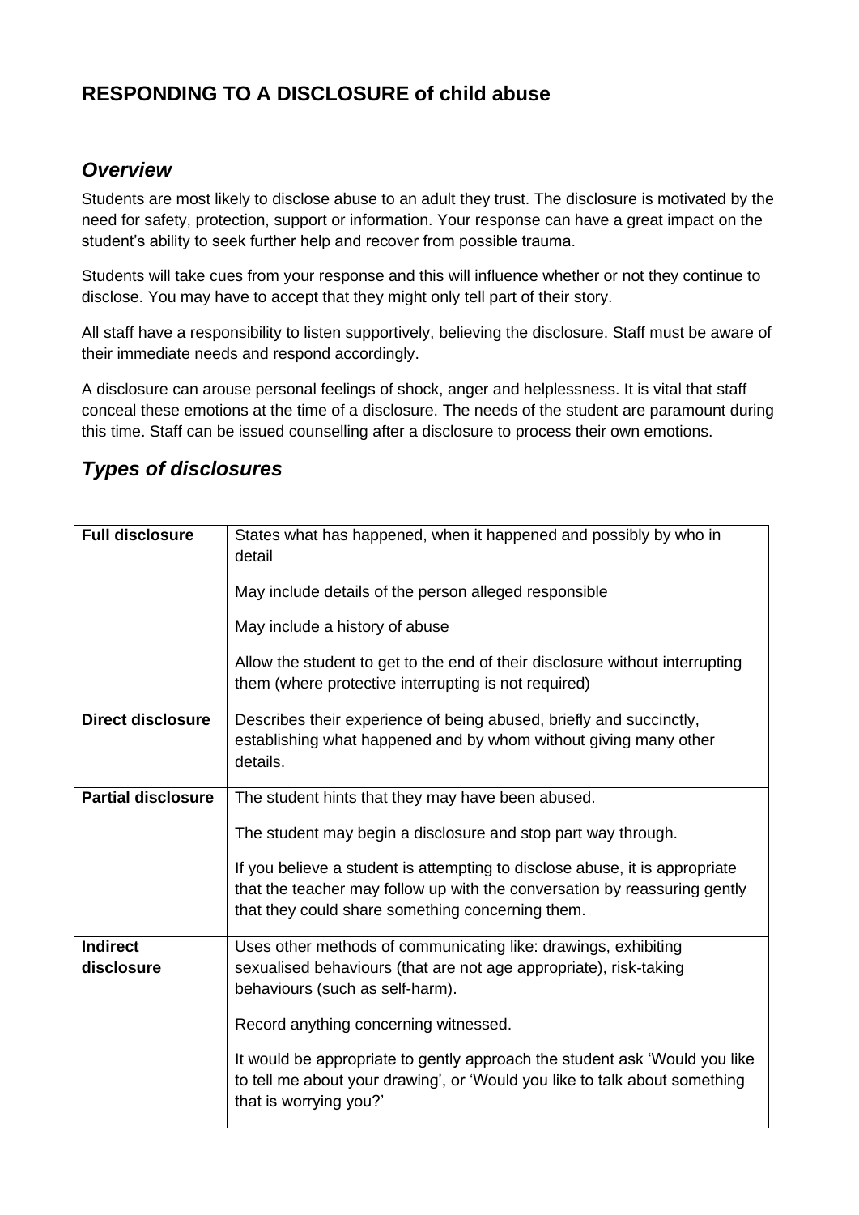## RESPONDING TO A DISCLOSURE of child abuse

### *Overview*

Students are most likely to disclose abuse to an adult they trust. The disclosure is motivated by the need for safety, protection, support or information. Your response can have a great impact on the student's ability to seek further help and recover from possible trauma.

Students will take cues from your response and this will influence whether or not they continue to disclose. You may have to accept that they might only tell part of their story.

All staff have a responsibility to listen supportively, believing the disclosure. Staff must be aware of their immediate needs and respond accordingly.

A disclosure can arouse personal feelings of shock, anger and helplessness. It is vital that staff conceal these emotions at the time of a disclosure. The needs of the student are paramount during this time. Staff can be issued counselling after a disclosure to process their own emotions.

### *Types of disclosures*

| | |
|---|---|
| **Full disclosure** | States what has happened, when it happened and possibly by who in detail<br><br>May include details of the person alleged responsible<br><br>May include a history of abuse<br><br>Allow the student to get to the end of their disclosure without interrupting them (where protective interrupting is not required) |
| **Direct disclosure** | Describes their experience of being abused, briefly and succinctly, establishing what happened and by whom without giving many other details. |
| **Partial disclosure** | The student hints that they may have been abused.<br><br>The student may begin a disclosure and stop part way through.<br><br>If you believe a student is attempting to disclose abuse, it is appropriate that the teacher may follow up with the conversation by reassuring gently that they could share something concerning them. |
| **Indirect disclosure** | Uses other methods of communicating like: drawings, exhibiting sexualised behaviours (that are not age appropriate), risk-taking behaviours (such as self-harm).<br><br>Record anything concerning witnessed.<br><br>It would be appropriate to gently approach the student ask 'Would you like to tell me about your drawing', or 'Would you like to talk about something that is worrying you?' |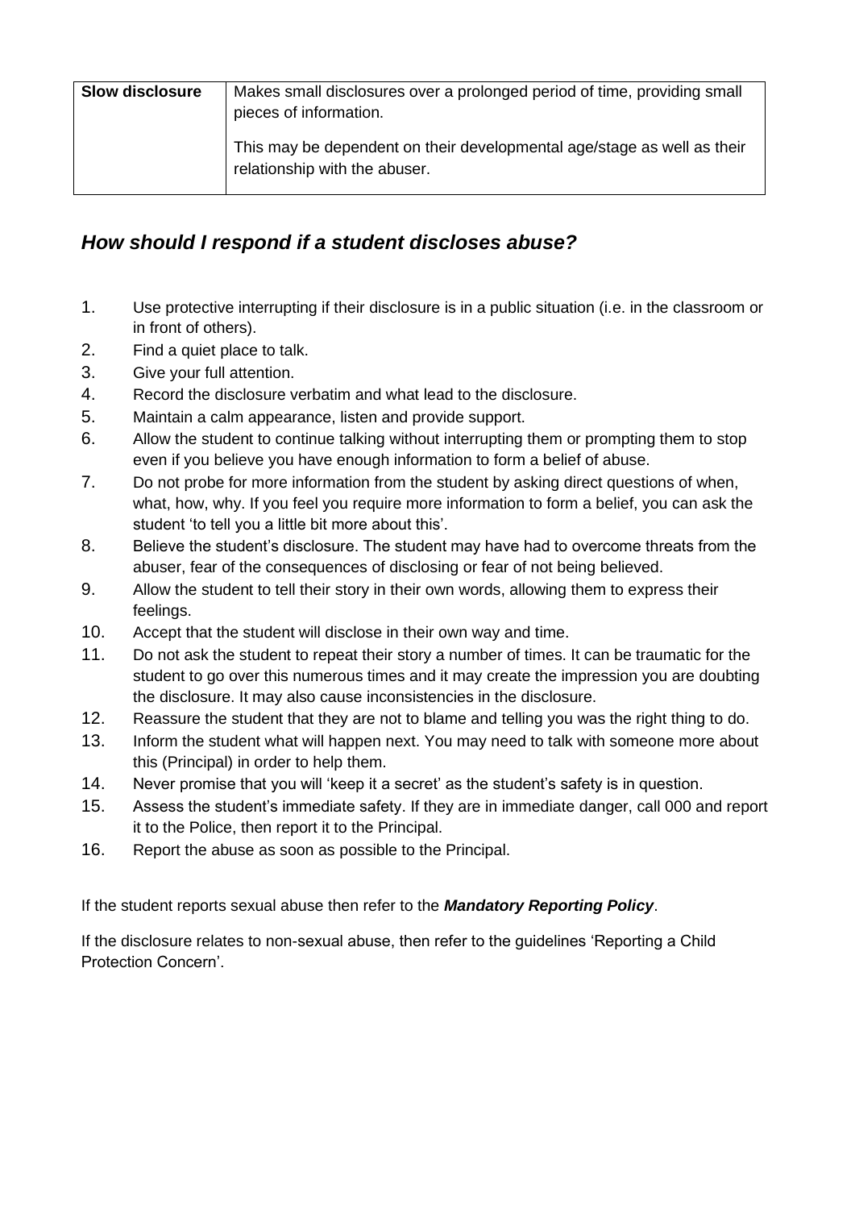| Slow disclosure | Makes small disclosures over a prolonged period of time, providing small pieces of information.<br><br>This may be dependent on their developmental age/stage as well as their relationship with the abuser. |
|---|---|

## *How should I respond if a student discloses abuse?*

1. Use protective interrupting if their disclosure is in a public situation (i.e. in the classroom or in front of others).
2. Find a quiet place to talk.
3. Give your full attention.
4. Record the disclosure verbatim and what lead to the disclosure.
5. Maintain a calm appearance, listen and provide support.
6. Allow the student to continue talking without interrupting them or prompting them to stop even if you believe you have enough information to form a belief of abuse.
7. Do not probe for more information from the student by asking direct questions of when, what, how, why. If you feel you require more information to form a belief, you can ask the student 'to tell you a little bit more about this'.
8. Believe the student's disclosure. The student may have had to overcome threats from the abuser, fear of the consequences of disclosing or fear of not being believed.
9. Allow the student to tell their story in their own words, allowing them to express their feelings.
10. Accept that the student will disclose in their own way and time.
11. Do not ask the student to repeat their story a number of times. It can be traumatic for the student to go over this numerous times and it may create the impression you are doubting the disclosure. It may also cause inconsistencies in the disclosure.
12. Reassure the student that they are not to blame and telling you was the right thing to do.
13. Inform the student what will happen next. You may need to talk with someone more about this (Principal) in order to help them.
14. Never promise that you will 'keep it a secret' as the student's safety is in question.
15. Assess the student's immediate safety. If they are in immediate danger, call 000 and report it to the Police, then report it to the Principal.
16. Report the abuse as soon as possible to the Principal.

If the student reports sexual abuse then refer to the ***Mandatory Reporting Policy***.

If the disclosure relates to non-sexual abuse, then refer to the guidelines 'Reporting a Child Protection Concern'.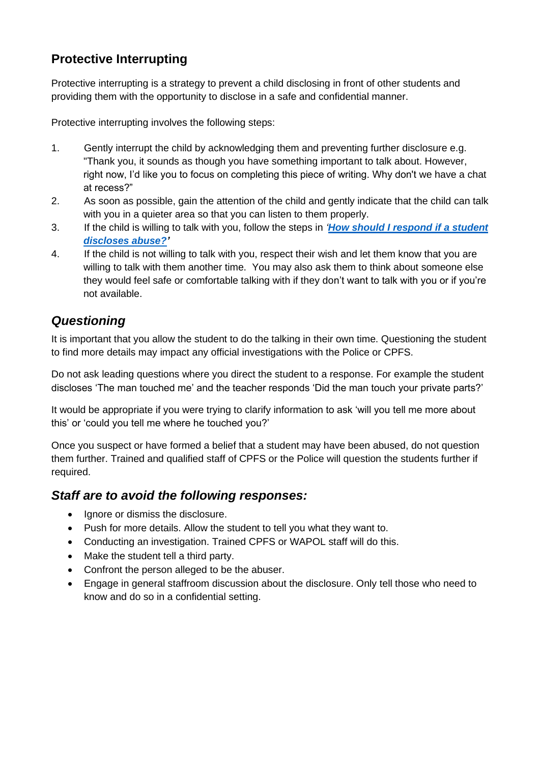## Protective Interrupting

Protective interrupting is a strategy to prevent a child disclosing in front of other students and providing them with the opportunity to disclose in a safe and confidential manner.

Protective interrupting involves the following steps:

1. Gently interrupt the child by acknowledging them and preventing further disclosure e.g. "Thank you, it sounds as though you have something important to talk about. However, right now, I'd like you to focus on completing this piece of writing. Why don't we have a chat at recess?"
2. As soon as possible, gain the attention of the child and gently indicate that the child can talk with you in a quieter area so that you can listen to them properly.
3. If the child is willing to talk with you, follow the steps in ***'How should I respond if a student discloses abuse?'***
4. If the child is not willing to talk with you, respect their wish and let them know that you are willing to talk with them another time. You may also ask them to think about someone else they would feel safe or comfortable talking with if they don't want to talk with you or if you're not available.

## *Questioning*

It is important that you allow the student to do the talking in their own time. Questioning the student to find more details may impact any official investigations with the Police or CPFS.

Do not ask leading questions where you direct the student to a response. For example the student discloses 'The man touched me' and the teacher responds 'Did the man touch your private parts?'

It would be appropriate if you were trying to clarify information to ask 'will you tell me more about this' or 'could you tell me where he touched you?'

Once you suspect or have formed a belief that a student may have been abused, do not question them further. Trained and qualified staff of CPFS or the Police will question the students further if required.

## *Staff are to avoid the following responses:*

- Ignore or dismiss the disclosure.
- Push for more details. Allow the student to tell you what they want to.
- Conducting an investigation. Trained CPFS or WAPOL staff will do this.
- Make the student tell a third party.
- Confront the person alleged to be the abuser.
- Engage in general staffroom discussion about the disclosure. Only tell those who need to know and do so in a confidential setting.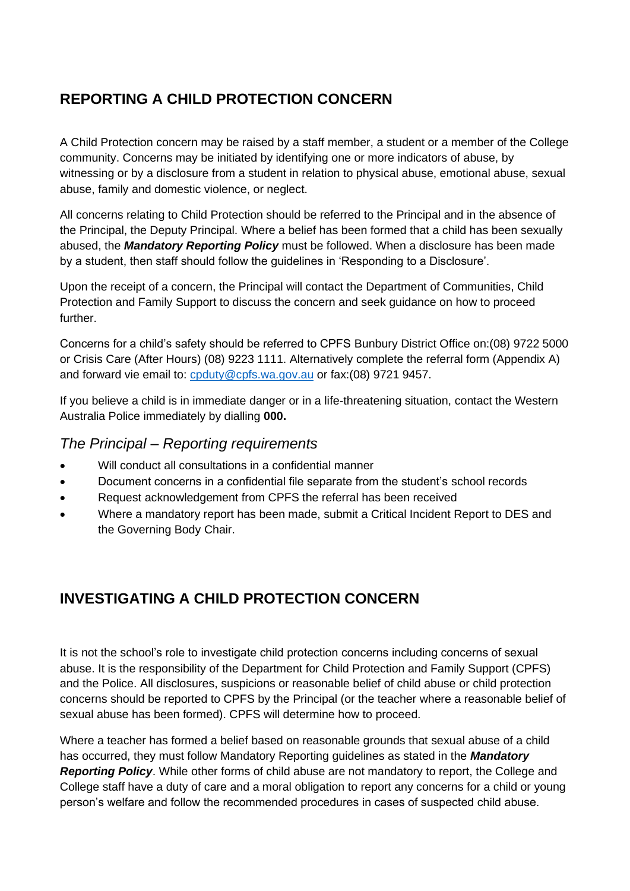## REPORTING A CHILD PROTECTION CONCERN

A Child Protection concern may be raised by a staff member, a student or a member of the College community. Concerns may be initiated by identifying one or more indicators of abuse, by witnessing or by a disclosure from a student in relation to physical abuse, emotional abuse, sexual abuse, family and domestic violence, or neglect.

All concerns relating to Child Protection should be referred to the Principal and in the absence of the Principal, the Deputy Principal. Where a belief has been formed that a child has been sexually abused, the ***Mandatory Reporting Policy*** must be followed. When a disclosure has been made by a student, then staff should follow the guidelines in 'Responding to a Disclosure'.

Upon the receipt of a concern, the Principal will contact the Department of Communities, Child Protection and Family Support to discuss the concern and seek guidance on how to proceed further.

Concerns for a child's safety should be referred to CPFS Bunbury District Office on:(08) 9722 5000 or Crisis Care (After Hours) (08) 9223 1111. Alternatively complete the referral form (Appendix A) and forward vie email to: [cpduty@cpfs.wa.gov.au](mailto:cpduty@cpfs.wa.gov.au) or fax:(08) 9721 9457.

If you believe a child is in immediate danger or in a life-threatening situation, contact the Western Australia Police immediately by dialling **000.**

### *The Principal – Reporting requirements*

- Will conduct all consultations in a confidential manner
- Document concerns in a confidential file separate from the student's school records
- Request acknowledgement from CPFS the referral has been received
- Where a mandatory report has been made, submit a Critical Incident Report to DES and the Governing Body Chair.

## INVESTIGATING A CHILD PROTECTION CONCERN

It is not the school's role to investigate child protection concerns including concerns of sexual abuse. It is the responsibility of the Department for Child Protection and Family Support (CPFS) and the Police. All disclosures, suspicions or reasonable belief of child abuse or child protection concerns should be reported to CPFS by the Principal (or the teacher where a reasonable belief of sexual abuse has been formed). CPFS will determine how to proceed.

Where a teacher has formed a belief based on reasonable grounds that sexual abuse of a child has occurred, they must follow Mandatory Reporting guidelines as stated in the ***Mandatory Reporting Policy***. While other forms of child abuse are not mandatory to report, the College and College staff have a duty of care and a moral obligation to report any concerns for a child or young person's welfare and follow the recommended procedures in cases of suspected child abuse.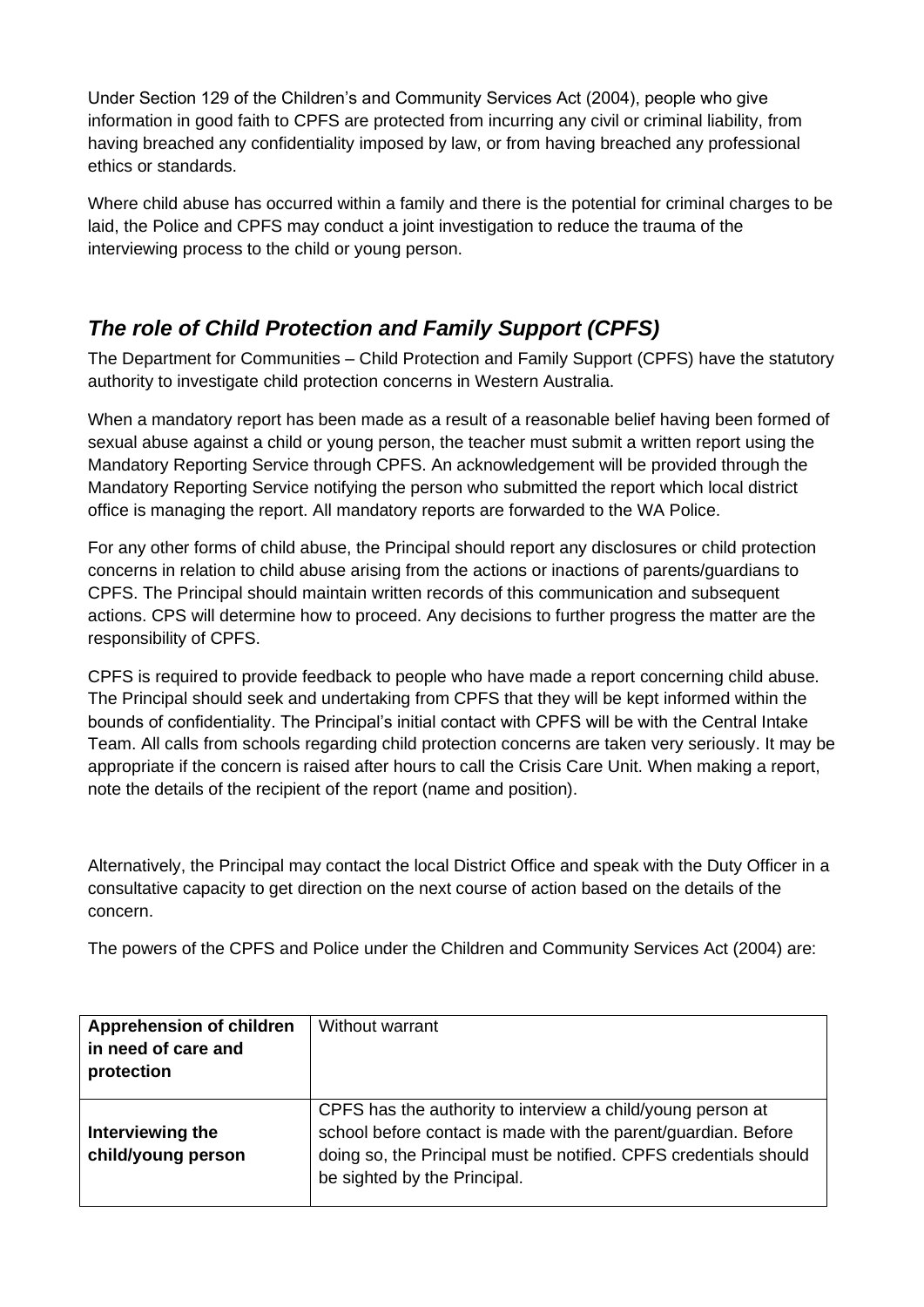Under Section 129 of the Children's and Community Services Act (2004), people who give information in good faith to CPFS are protected from incurring any civil or criminal liability, from having breached any confidentiality imposed by law, or from having breached any professional ethics or standards.

Where child abuse has occurred within a family and there is the potential for criminal charges to be laid, the Police and CPFS may conduct a joint investigation to reduce the trauma of the interviewing process to the child or young person.

## *The role of Child Protection and Family Support (CPFS)*

The Department for Communities – Child Protection and Family Support (CPFS) have the statutory authority to investigate child protection concerns in Western Australia.

When a mandatory report has been made as a result of a reasonable belief having been formed of sexual abuse against a child or young person, the teacher must submit a written report using the Mandatory Reporting Service through CPFS. An acknowledgement will be provided through the Mandatory Reporting Service notifying the person who submitted the report which local district office is managing the report. All mandatory reports are forwarded to the WA Police.

For any other forms of child abuse, the Principal should report any disclosures or child protection concerns in relation to child abuse arising from the actions or inactions of parents/guardians to CPFS. The Principal should maintain written records of this communication and subsequent actions. CPS will determine how to proceed. Any decisions to further progress the matter are the responsibility of CPFS.

CPFS is required to provide feedback to people who have made a report concerning child abuse. The Principal should seek and undertaking from CPFS that they will be kept informed within the bounds of confidentiality. The Principal's initial contact with CPFS will be with the Central Intake Team. All calls from schools regarding child protection concerns are taken very seriously. It may be appropriate if the concern is raised after hours to call the Crisis Care Unit. When making a report, note the details of the recipient of the report (name and position).

Alternatively, the Principal may contact the local District Office and speak with the Duty Officer in a consultative capacity to get direction on the next course of action based on the details of the concern.

The powers of the CPFS and Police under the Children and Community Services Act (2004) are:

| | |
|---|---|
| **Apprehension of children in need of care and protection** | Without warrant |
| **Interviewing the child/young person** | CPFS has the authority to interview a child/young person at school before contact is made with the parent/guardian. Before doing so, the Principal must be notified. CPFS credentials should be sighted by the Principal. |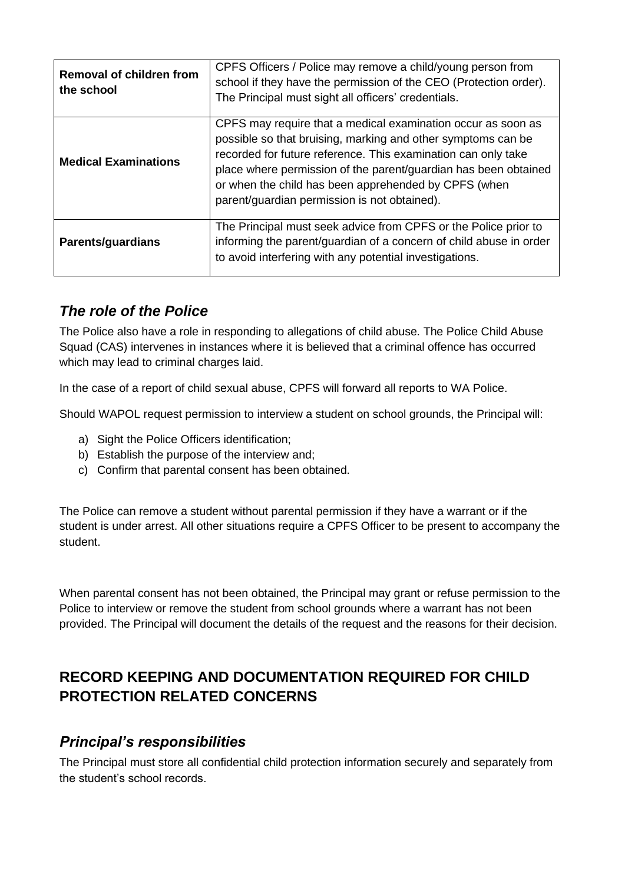| | |
|---|---|
| **Removal of children from the school** | CPFS Officers / Police may remove a child/young person from school if they have the permission of the CEO (Protection order). The Principal must sight all officers' credentials. |
| **Medical Examinations** | CPFS may require that a medical examination occur as soon as possible so that bruising, marking and other symptoms can be recorded for future reference. This examination can only take place where permission of the parent/guardian has been obtained or when the child has been apprehended by CPFS (when parent/guardian permission is not obtained). |
| **Parents/guardians** | The Principal must seek advice from CPFS or the Police prior to informing the parent/guardian of a concern of child abuse in order to avoid interfering with any potential investigations. |

### *The role of the Police*

The Police also have a role in responding to allegations of child abuse. The Police Child Abuse Squad (CAS) intervenes in instances where it is believed that a criminal offence has occurred which may lead to criminal charges laid.

In the case of a report of child sexual abuse, CPFS will forward all reports to WA Police.

Should WAPOL request permission to interview a student on school grounds, the Principal will:

a) Sight the Police Officers identification;
b) Establish the purpose of the interview and;
c) Confirm that parental consent has been obtained.

The Police can remove a student without parental permission if they have a warrant or if the student is under arrest. All other situations require a CPFS Officer to be present to accompany the student.

When parental consent has not been obtained, the Principal may grant or refuse permission to the Police to interview or remove the student from school grounds where a warrant has not been provided. The Principal will document the details of the request and the reasons for their decision.

## RECORD KEEPING AND DOCUMENTATION REQUIRED FOR CHILD PROTECTION RELATED CONCERNS

### *Principal's responsibilities*

The Principal must store all confidential child protection information securely and separately from the student's school records.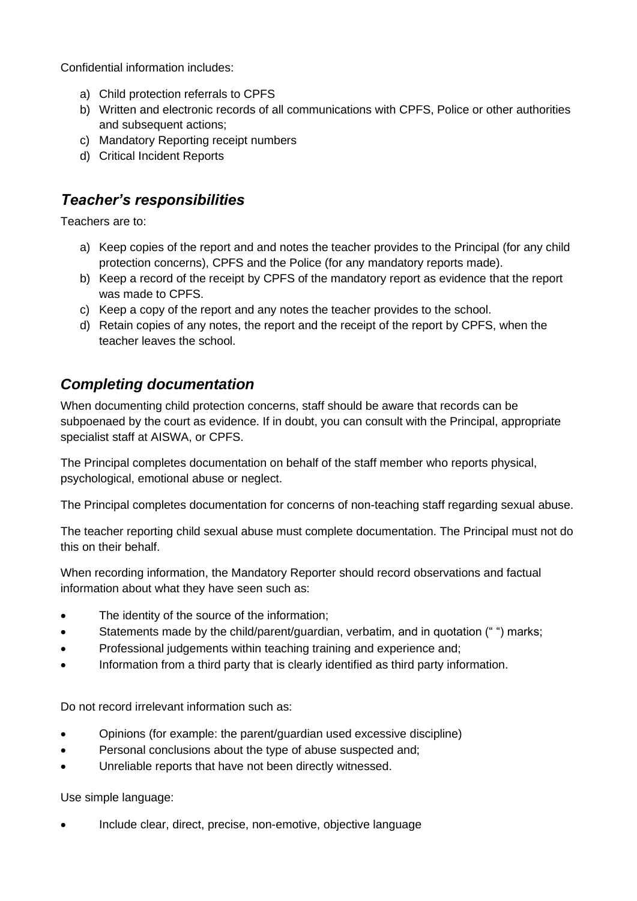Confidential information includes:

a) Child protection referrals to CPFS
b) Written and electronic records of all communications with CPFS, Police or other authorities and subsequent actions;
c) Mandatory Reporting receipt numbers
d) Critical Incident Reports

## *Teacher's responsibilities*

Teachers are to:

a) Keep copies of the report and and notes the teacher provides to the Principal (for any child protection concerns), CPFS and the Police (for any mandatory reports made).
b) Keep a record of the receipt by CPFS of the mandatory report as evidence that the report was made to CPFS.
c) Keep a copy of the report and any notes the teacher provides to the school.
d) Retain copies of any notes, the report and the receipt of the report by CPFS, when the teacher leaves the school.

## *Completing documentation*

When documenting child protection concerns, staff should be aware that records can be subpoenaed by the court as evidence. If in doubt, you can consult with the Principal, appropriate specialist staff at AISWA, or CPFS.

The Principal completes documentation on behalf of the staff member who reports physical, psychological, emotional abuse or neglect.

The Principal completes documentation for concerns of non-teaching staff regarding sexual abuse.

The teacher reporting child sexual abuse must complete documentation. The Principal must not do this on their behalf.

When recording information, the Mandatory Reporter should record observations and factual information about what they have seen such as:

- The identity of the source of the information;
- Statements made by the child/parent/guardian, verbatim, and in quotation (" ") marks;
- Professional judgements within teaching training and experience and;
- Information from a third party that is clearly identified as third party information.

Do not record irrelevant information such as:

- Opinions (for example: the parent/guardian used excessive discipline)
- Personal conclusions about the type of abuse suspected and;
- Unreliable reports that have not been directly witnessed.

Use simple language:

- Include clear, direct, precise, non-emotive, objective language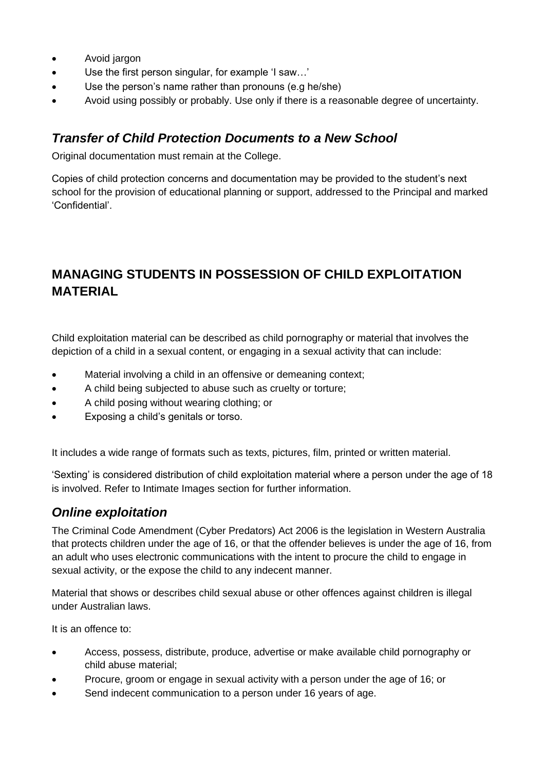- Avoid jargon
- Use the first person singular, for example 'I saw…'
- Use the person's name rather than pronouns (e.g he/she)
- Avoid using possibly or probably. Use only if there is a reasonable degree of uncertainty.

### *Transfer of Child Protection Documents to a New School*

Original documentation must remain at the College.

Copies of child protection concerns and documentation may be provided to the student's next school for the provision of educational planning or support, addressed to the Principal and marked 'Confidential'.

## MANAGING STUDENTS IN POSSESSION OF CHILD EXPLOITATION MATERIAL

Child exploitation material can be described as child pornography or material that involves the depiction of a child in a sexual content, or engaging in a sexual activity that can include:

- Material involving a child in an offensive or demeaning context;
- A child being subjected to abuse such as cruelty or torture;
- A child posing without wearing clothing; or
- Exposing a child's genitals or torso.

It includes a wide range of formats such as texts, pictures, film, printed or written material.

'Sexting' is considered distribution of child exploitation material where a person under the age of 18 is involved. Refer to Intimate Images section for further information.

### *Online exploitation*

The Criminal Code Amendment (Cyber Predators) Act 2006 is the legislation in Western Australia that protects children under the age of 16, or that the offender believes is under the age of 16, from an adult who uses electronic communications with the intent to procure the child to engage in sexual activity, or the expose the child to any indecent manner.

Material that shows or describes child sexual abuse or other offences against children is illegal under Australian laws.

It is an offence to:

- Access, possess, distribute, produce, advertise or make available child pornography or child abuse material;
- Procure, groom or engage in sexual activity with a person under the age of 16; or
- Send indecent communication to a person under 16 years of age.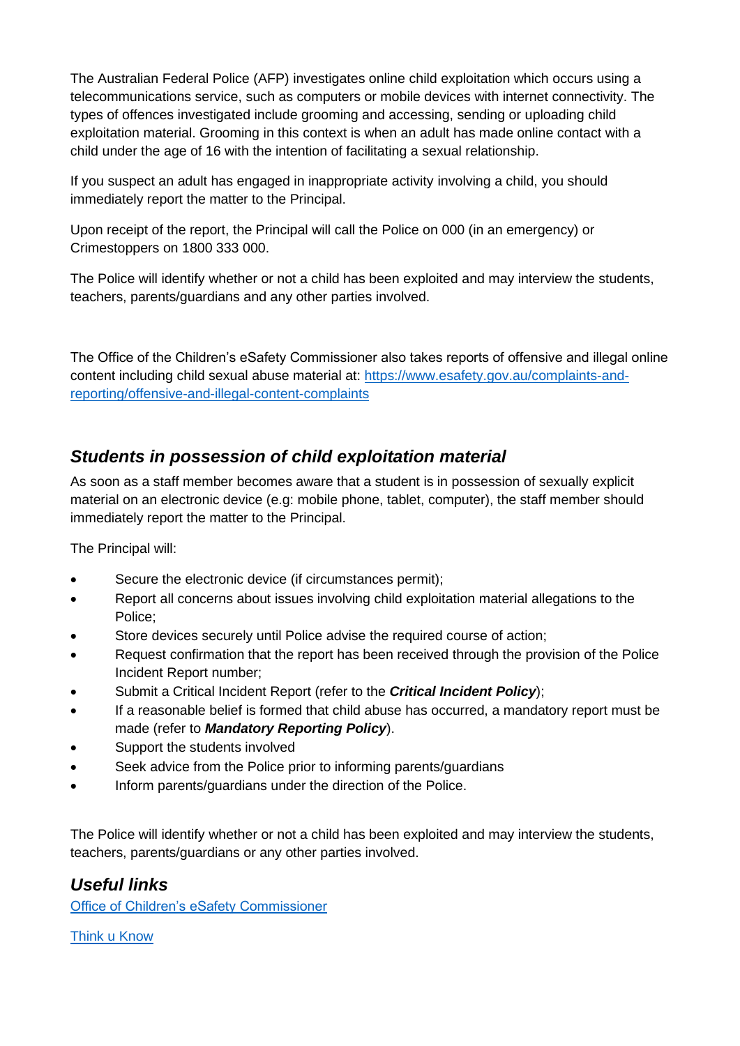The Australian Federal Police (AFP) investigates online child exploitation which occurs using a telecommunications service, such as computers or mobile devices with internet connectivity. The types of offences investigated include grooming and accessing, sending or uploading child exploitation material. Grooming in this context is when an adult has made online contact with a child under the age of 16 with the intention of facilitating a sexual relationship.

If you suspect an adult has engaged in inappropriate activity involving a child, you should immediately report the matter to the Principal.

Upon receipt of the report, the Principal will call the Police on 000 (in an emergency) or Crimestoppers on 1800 333 000.

The Police will identify whether or not a child has been exploited and may interview the students, teachers, parents/guardians and any other parties involved.

The Office of the Children's eSafety Commissioner also takes reports of offensive and illegal online content including child sexual abuse material at: [https://www.esafety.gov.au/complaints-and-reporting/offensive-and-illegal-content-complaints](https://www.esafety.gov.au/complaints-and-reporting/offensive-and-illegal-content-complaints)

## *Students in possession of child exploitation material*

As soon as a staff member becomes aware that a student is in possession of sexually explicit material on an electronic device (e.g: mobile phone, tablet, computer), the staff member should immediately report the matter to the Principal.

The Principal will:

- Secure the electronic device (if circumstances permit);
- Report all concerns about issues involving child exploitation material allegations to the Police;
- Store devices securely until Police advise the required course of action;
- Request confirmation that the report has been received through the provision of the Police Incident Report number;
- Submit a Critical Incident Report (refer to the ***Critical Incident Policy***);
- If a reasonable belief is formed that child abuse has occurred, a mandatory report must be made (refer to ***Mandatory Reporting Policy***).
- Support the students involved
- Seek advice from the Police prior to informing parents/guardians
- Inform parents/guardians under the direction of the Police.

The Police will identify whether or not a child has been exploited and may interview the students, teachers, parents/guardians or any other parties involved.

## *Useful links*

Office of Children's eSafety Commissioner

Think u Know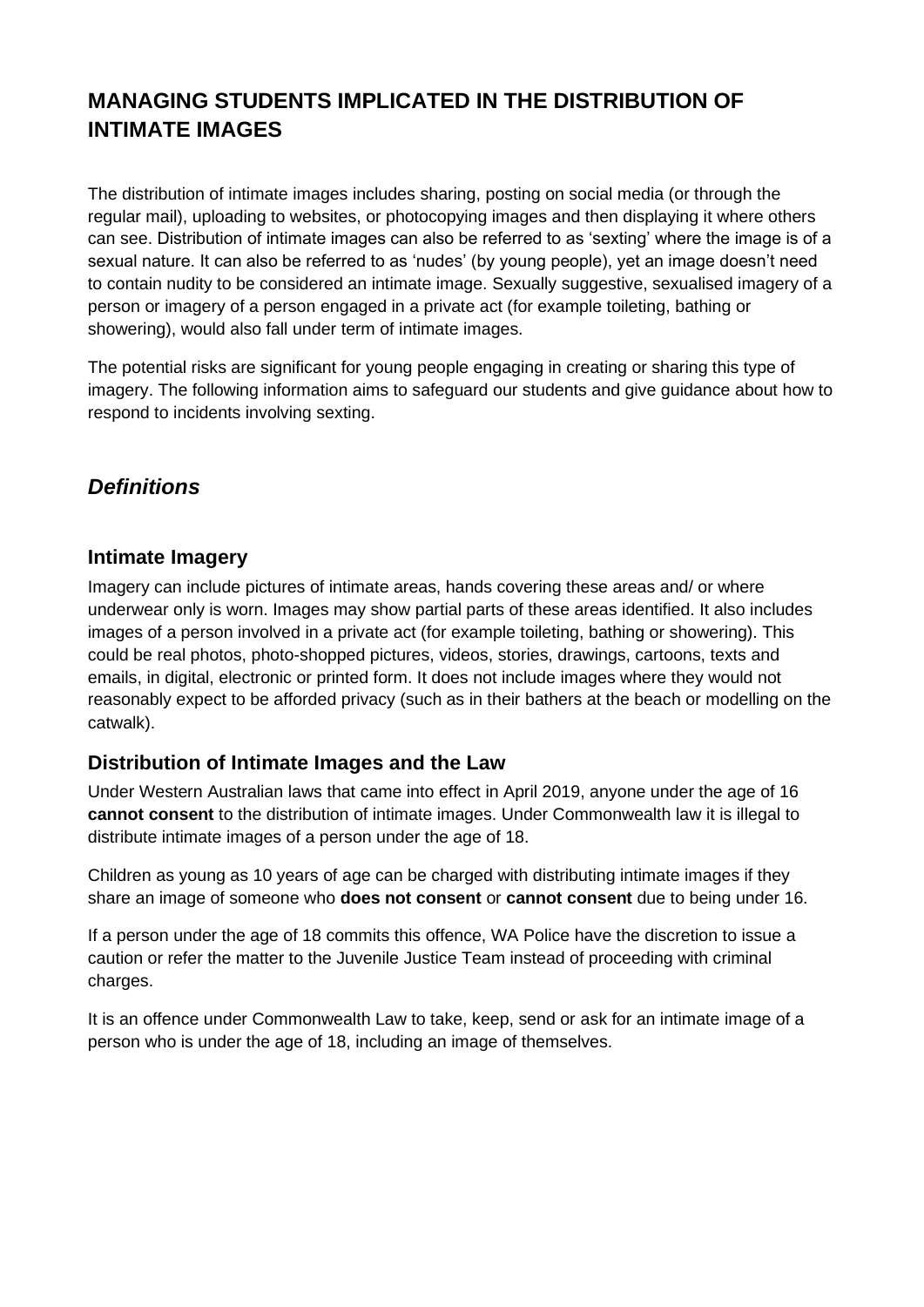# MANAGING STUDENTS IMPLICATED IN THE DISTRIBUTION OF INTIMATE IMAGES

The distribution of intimate images includes sharing, posting on social media (or through the regular mail), uploading to websites, or photocopying images and then displaying it where others can see. Distribution of intimate images can also be referred to as 'sexting' where the image is of a sexual nature. It can also be referred to as 'nudes' (by young people), yet an image doesn't need to contain nudity to be considered an intimate image. Sexually suggestive, sexualised imagery of a person or imagery of a person engaged in a private act (for example toileting, bathing or showering), would also fall under term of intimate images.

The potential risks are significant for young people engaging in creating or sharing this type of imagery. The following information aims to safeguard our students and give guidance about how to respond to incidents involving sexting.

## *Definitions*

### Intimate Imagery

Imagery can include pictures of intimate areas, hands covering these areas and/ or where underwear only is worn. Images may show partial parts of these areas identified. It also includes images of a person involved in a private act (for example toileting, bathing or showering). This could be real photos, photo-shopped pictures, videos, stories, drawings, cartoons, texts and emails, in digital, electronic or printed form. It does not include images where they would not reasonably expect to be afforded privacy (such as in their bathers at the beach or modelling on the catwalk).

### Distribution of Intimate Images and the Law

Under Western Australian laws that came into effect in April 2019, anyone under the age of 16 **cannot consent** to the distribution of intimate images. Under Commonwealth law it is illegal to distribute intimate images of a person under the age of 18.

Children as young as 10 years of age can be charged with distributing intimate images if they share an image of someone who **does not consent** or **cannot consent** due to being under 16.

If a person under the age of 18 commits this offence, WA Police have the discretion to issue a caution or refer the matter to the Juvenile Justice Team instead of proceeding with criminal charges.

It is an offence under Commonwealth Law to take, keep, send or ask for an intimate image of a person who is under the age of 18, including an image of themselves.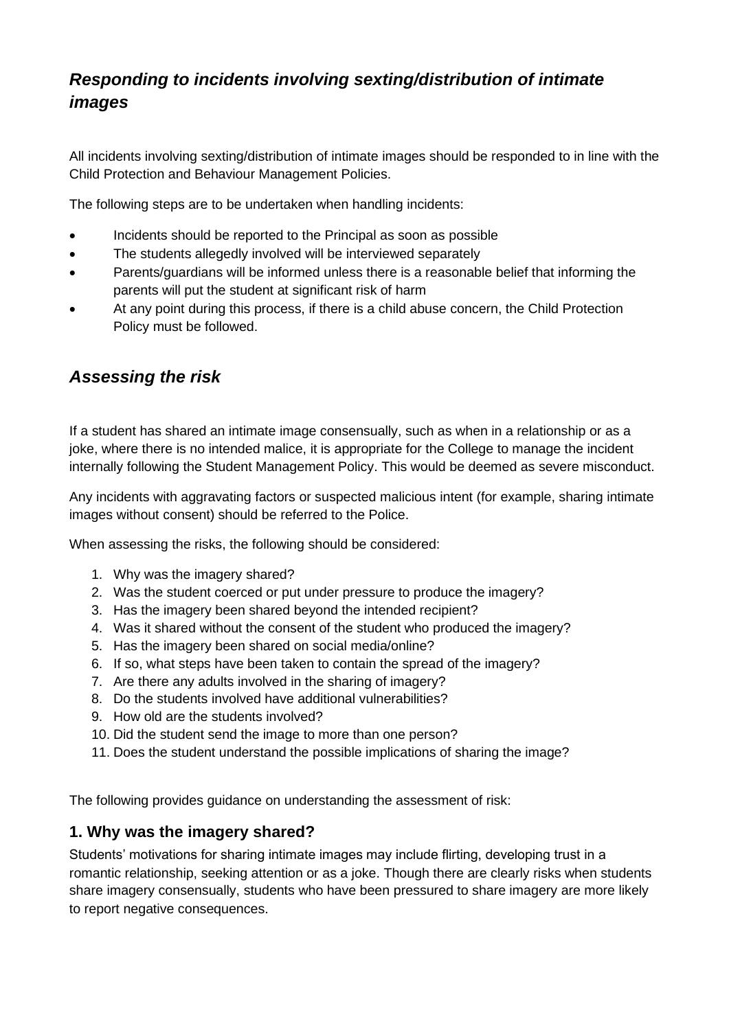## *Responding to incidents involving sexting/distribution of intimate images*

All incidents involving sexting/distribution of intimate images should be responded to in line with the Child Protection and Behaviour Management Policies.

The following steps are to be undertaken when handling incidents:

- Incidents should be reported to the Principal as soon as possible
- The students allegedly involved will be interviewed separately
- Parents/guardians will be informed unless there is a reasonable belief that informing the parents will put the student at significant risk of harm
- At any point during this process, if there is a child abuse concern, the Child Protection Policy must be followed.

## *Assessing the risk*

If a student has shared an intimate image consensually, such as when in a relationship or as a joke, where there is no intended malice, it is appropriate for the College to manage the incident internally following the Student Management Policy. This would be deemed as severe misconduct.

Any incidents with aggravating factors or suspected malicious intent (for example, sharing intimate images without consent) should be referred to the Police.

When assessing the risks, the following should be considered:

1. Why was the imagery shared?
2. Was the student coerced or put under pressure to produce the imagery?
3. Has the imagery been shared beyond the intended recipient?
4. Was it shared without the consent of the student who produced the imagery?
5. Has the imagery been shared on social media/online?
6. If so, what steps have been taken to contain the spread of the imagery?
7. Are there any adults involved in the sharing of imagery?
8. Do the students involved have additional vulnerabilities?
9. How old are the students involved?
10. Did the student send the image to more than one person?
11. Does the student understand the possible implications of sharing the image?

The following provides guidance on understanding the assessment of risk:

### 1. Why was the imagery shared?

Students' motivations for sharing intimate images may include flirting, developing trust in a romantic relationship, seeking attention or as a joke. Though there are clearly risks when students share imagery consensually, students who have been pressured to share imagery are more likely to report negative consequences.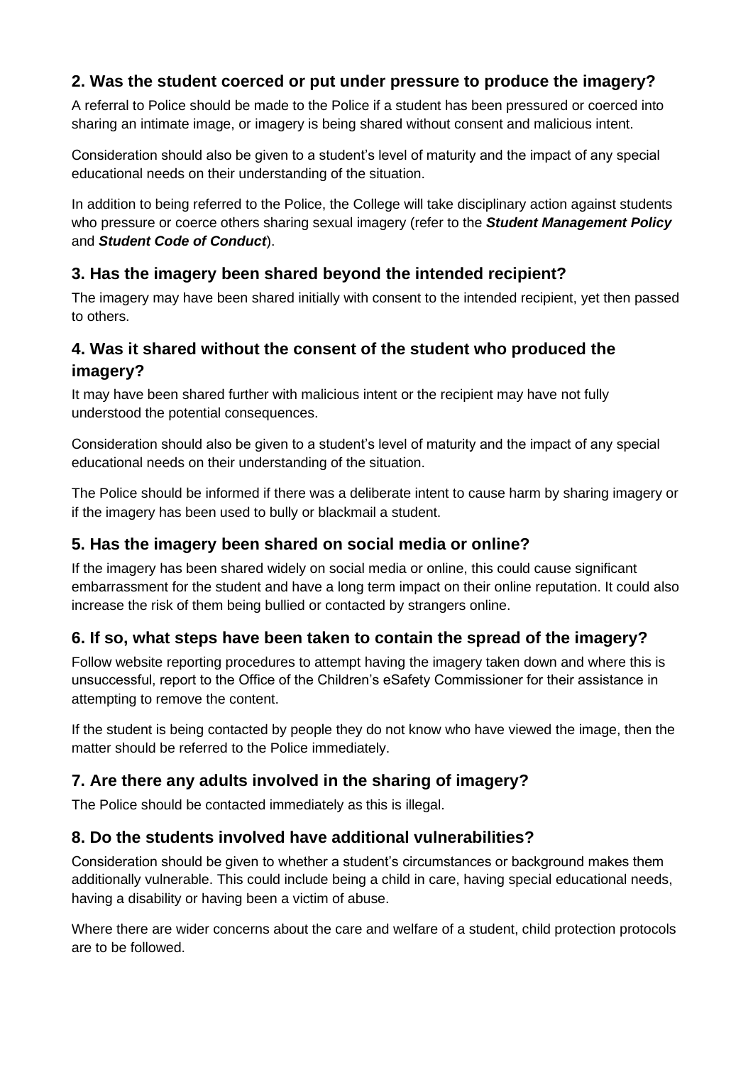### 2. Was the student coerced or put under pressure to produce the imagery?

A referral to Police should be made to the Police if a student has been pressured or coerced into sharing an intimate image, or imagery is being shared without consent and malicious intent.

Consideration should also be given to a student's level of maturity and the impact of any special educational needs on their understanding of the situation.

In addition to being referred to the Police, the College will take disciplinary action against students who pressure or coerce others sharing sexual imagery (refer to the ***Student Management Policy*** and ***Student Code of Conduct***).

### 3. Has the imagery been shared beyond the intended recipient?

The imagery may have been shared initially with consent to the intended recipient, yet then passed to others.

### 4. Was it shared without the consent of the student who produced the imagery?

It may have been shared further with malicious intent or the recipient may have not fully understood the potential consequences.

Consideration should also be given to a student's level of maturity and the impact of any special educational needs on their understanding of the situation.

The Police should be informed if there was a deliberate intent to cause harm by sharing imagery or if the imagery has been used to bully or blackmail a student.

### 5. Has the imagery been shared on social media or online?

If the imagery has been shared widely on social media or online, this could cause significant embarrassment for the student and have a long term impact on their online reputation. It could also increase the risk of them being bullied or contacted by strangers online.

### 6. If so, what steps have been taken to contain the spread of the imagery?

Follow website reporting procedures to attempt having the imagery taken down and where this is unsuccessful, report to the Office of the Children's eSafety Commissioner for their assistance in attempting to remove the content.

If the student is being contacted by people they do not know who have viewed the image, then the matter should be referred to the Police immediately.

### 7. Are there any adults involved in the sharing of imagery?

The Police should be contacted immediately as this is illegal.

### 8. Do the students involved have additional vulnerabilities?

Consideration should be given to whether a student's circumstances or background makes them additionally vulnerable. This could include being a child in care, having special educational needs, having a disability or having been a victim of abuse.

Where there are wider concerns about the care and welfare of a student, child protection protocols are to be followed.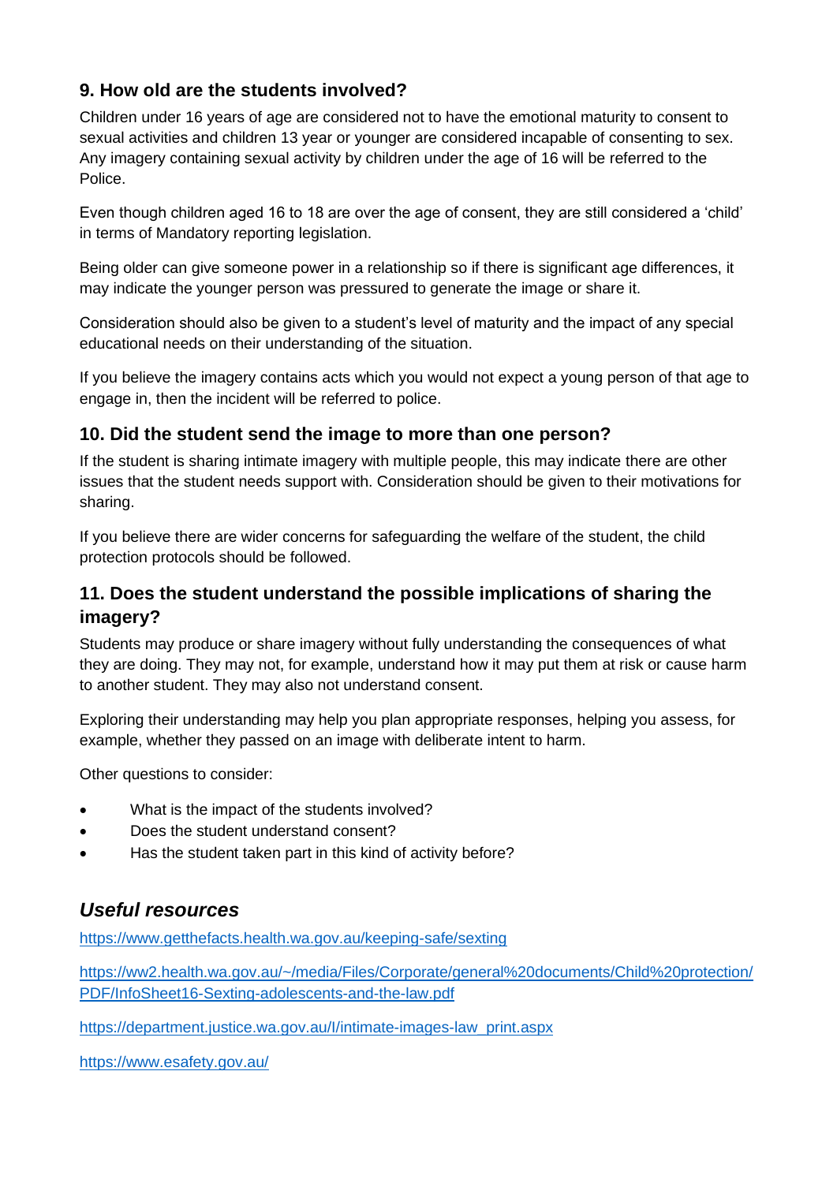### 9. How old are the students involved?

Children under 16 years of age are considered not to have the emotional maturity to consent to sexual activities and children 13 year or younger are considered incapable of consenting to sex. Any imagery containing sexual activity by children under the age of 16 will be referred to the Police.

Even though children aged 16 to 18 are over the age of consent, they are still considered a 'child' in terms of Mandatory reporting legislation.

Being older can give someone power in a relationship so if there is significant age differences, it may indicate the younger person was pressured to generate the image or share it.

Consideration should also be given to a student's level of maturity and the impact of any special educational needs on their understanding of the situation.

If you believe the imagery contains acts which you would not expect a young person of that age to engage in, then the incident will be referred to police.

### 10. Did the student send the image to more than one person?

If the student is sharing intimate imagery with multiple people, this may indicate there are other issues that the student needs support with. Consideration should be given to their motivations for sharing.

If you believe there are wider concerns for safeguarding the welfare of the student, the child protection protocols should be followed.

### 11. Does the student understand the possible implications of sharing the imagery?

Students may produce or share imagery without fully understanding the consequences of what they are doing. They may not, for example, understand how it may put them at risk or cause harm to another student. They may also not understand consent.

Exploring their understanding may help you plan appropriate responses, helping you assess, for example, whether they passed on an image with deliberate intent to harm.

Other questions to consider:

- What is the impact of the students involved?
- Does the student understand consent?
- Has the student taken part in this kind of activity before?

## *Useful resources*

https://www.getthefacts.health.wa.gov.au/keeping-safe/sexting

https://ww2.health.wa.gov.au/~/media/Files/Corporate/general%20documents/Child%20protection/PDF/InfoSheet16-Sexting-adolescents-and-the-law.pdf

https://department.justice.wa.gov.au/I/intimate-images-law_print.aspx

https://www.esafety.gov.au/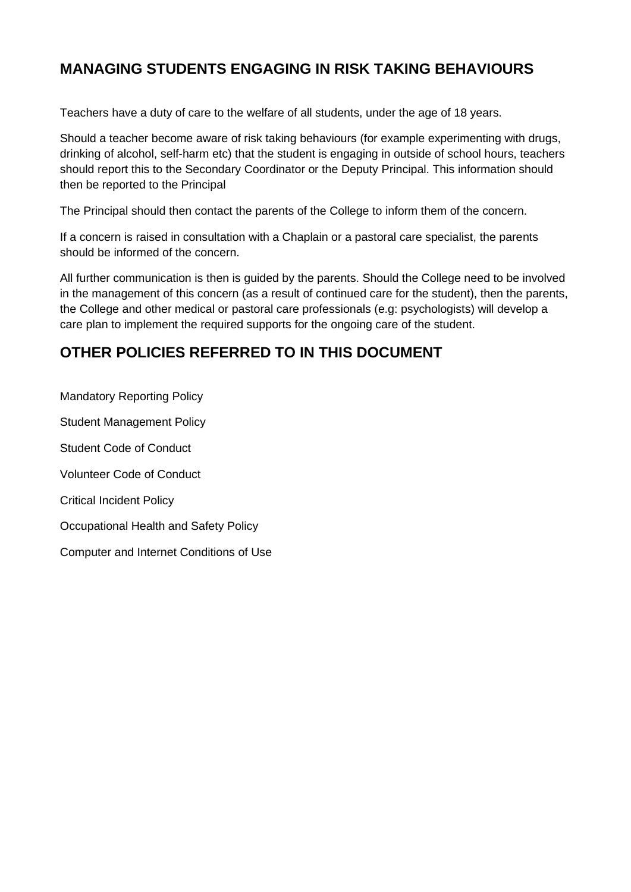## MANAGING STUDENTS ENGAGING IN RISK TAKING BEHAVIOURS

Teachers have a duty of care to the welfare of all students, under the age of 18 years.

Should a teacher become aware of risk taking behaviours (for example experimenting with drugs, drinking of alcohol, self-harm etc) that the student is engaging in outside of school hours, teachers should report this to the Secondary Coordinator or the Deputy Principal. This information should then be reported to the Principal

The Principal should then contact the parents of the College to inform them of the concern.

If a concern is raised in consultation with a Chaplain or a pastoral care specialist, the parents should be informed of the concern.

All further communication is then is guided by the parents. Should the College need to be involved in the management of this concern (as a result of continued care for the student), then the parents, the College and other medical or pastoral care professionals (e.g: psychologists) will develop a care plan to implement the required supports for the ongoing care of the student.

## OTHER POLICIES REFERRED TO IN THIS DOCUMENT

Mandatory Reporting Policy

Student Management Policy

Student Code of Conduct

Volunteer Code of Conduct

Critical Incident Policy

Occupational Health and Safety Policy

Computer and Internet Conditions of Use